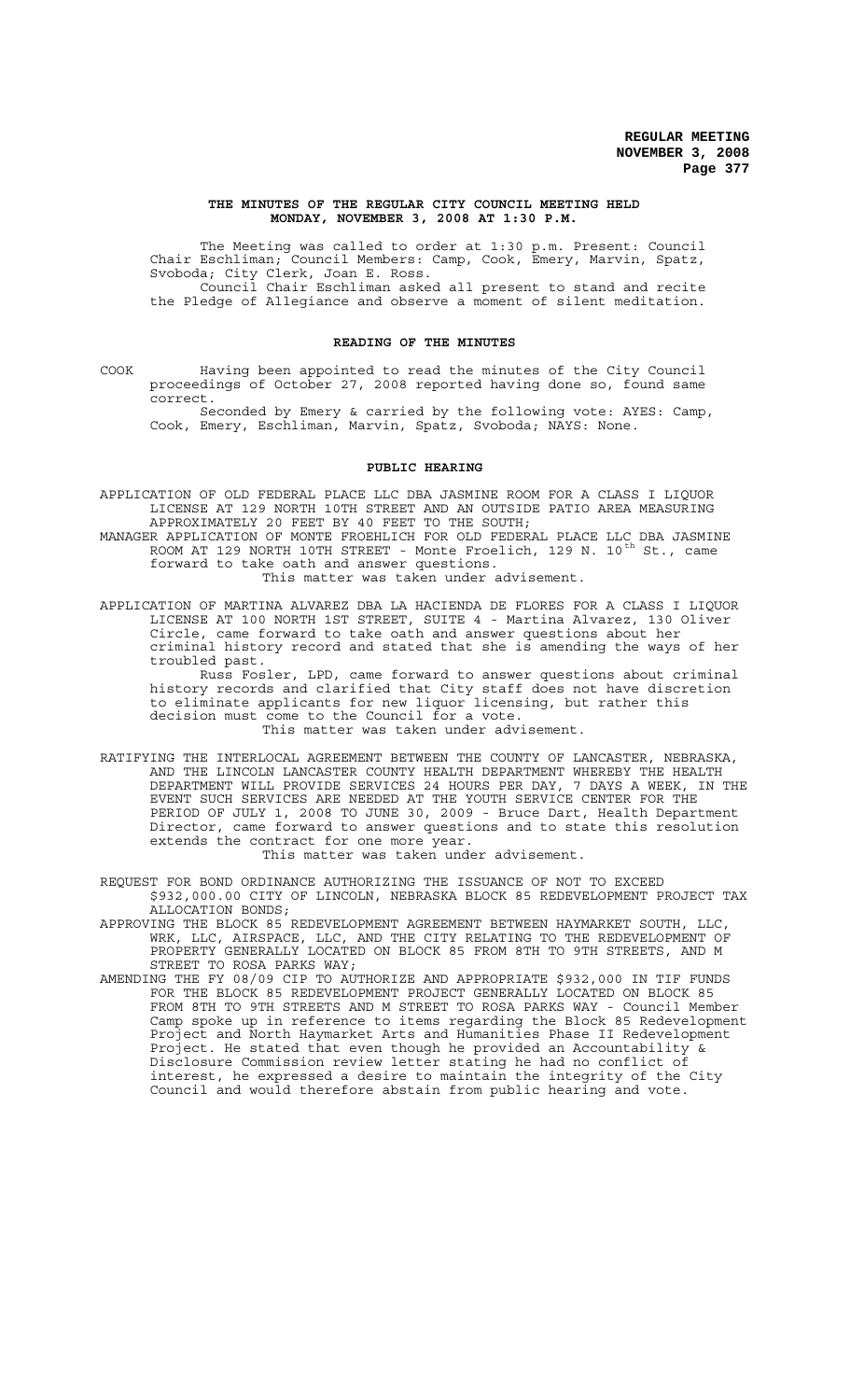**REGULAR MEETING**
**NOVEMBER 3, 2008**

### THE MINUTES OF THE REGULAR CITY COUNCIL MEETING HELD MONDAY, NOVEMBER 3, 2008 AT 1:30 P.M.

The Meeting was called to order at 1:30 p.m. Present: Council Chair Eschliman; Council Members: Camp, Cook, Emery, Marvin, Spatz, Svoboda; City Clerk, Joan E. Ross.

Council Chair Eschliman asked all present to stand and recite the Pledge of Allegiance and observe a moment of silent meditation.

## READING OF THE MINUTES

COOK Having been appointed to read the minutes of the City Council proceedings of October 27, 2008 reported having done so, found same correct.

Seconded by Emery & carried by the following vote: AYES: Camp, Cook, Emery, Eschliman, Marvin, Spatz, Svoboda; NAYS: None.

## PUBLIC HEARING

APPLICATION OF OLD FEDERAL PLACE LLC DBA JASMINE ROOM FOR A CLASS I LIQUOR LICENSE AT 129 NORTH 10TH STREET AND AN OUTSIDE PATIO AREA MEASURING APPROXIMATELY 20 FEET BY 40 FEET TO THE SOUTH;

MANAGER APPLICATION OF MONTE FROEHLICH FOR OLD FEDERAL PLACE LLC DBA JASMINE ROOM AT 129 NORTH 10TH STREET - Monte Froelich, 129 N. 10th St., came forward to take oath and answer questions.

This matter was taken under advisement.

APPLICATION OF MARTINA ALVAREZ DBA LA HACIENDA DE FLORES FOR A CLASS I LIQUOR LICENSE AT 100 NORTH 1ST STREET, SUITE 4 - Martina Alvarez, 130 Oliver Circle, came forward to take oath and answer questions about her criminal history record and stated that she is amending the ways of her troubled past.

Russ Fosler, LPD, came forward to answer questions about criminal history records and clarified that City staff does not have discretion to eliminate applicants for new liquor licensing, but rather this decision must come to the Council for a vote.

This matter was taken under advisement.

RATIFYING THE INTERLOCAL AGREEMENT BETWEEN THE COUNTY OF LANCASTER, NEBRASKA, AND THE LINCOLN LANCASTER COUNTY HEALTH DEPARTMENT WHEREBY THE HEALTH DEPARTMENT WILL PROVIDE SERVICES 24 HOURS PER DAY, 7 DAYS A WEEK, IN THE EVENT SUCH SERVICES ARE NEEDED AT THE YOUTH SERVICE CENTER FOR THE PERIOD OF JULY 1, 2008 TO JUNE 30, 2009 - Bruce Dart, Health Department Director, came forward to answer questions and to state this resolution extends the contract for one more year.

This matter was taken under advisement.

REQUEST FOR BOND ORDINANCE AUTHORIZING THE ISSUANCE OF NOT TO EXCEED $932,000.00 CITY OF LINCOLN, NEBRASKA BLOCK 85 REDEVELOPMENT PROJECT TAX ALLOCATION BONDS;

APPROVING THE BLOCK 85 REDEVELOPMENT AGREEMENT BETWEEN HAYMARKET SOUTH, LLC, WRK, LLC, AIRSPACE, LLC, AND THE CITY RELATING TO THE REDEVELOPMENT OF PROPERTY GENERALLY LOCATED ON BLOCK 85 FROM 8TH TO 9TH STREETS, AND M STREET TO ROSA PARKS WAY;

AMENDING THE FY 08/09 CIP TO AUTHORIZE AND APPROPRIATE $932,000 IN TIF FUNDS FOR THE BLOCK 85 REDEVELOPMENT PROJECT GENERALLY LOCATED ON BLOCK 85 FROM 8TH TO 9TH STREETS AND M STREET TO ROSA PARKS WAY - Council Member Camp spoke up in reference to items regarding the Block 85 Redevelopment Project and North Haymarket Arts and Humanities Phase II Redevelopment Project. He stated that even though he provided an Accountability & Disclosure Commission review letter stating he had no conflict of interest, he expressed a desire to maintain the integrity of the City Council and would therefore abstain from public hearing and vote.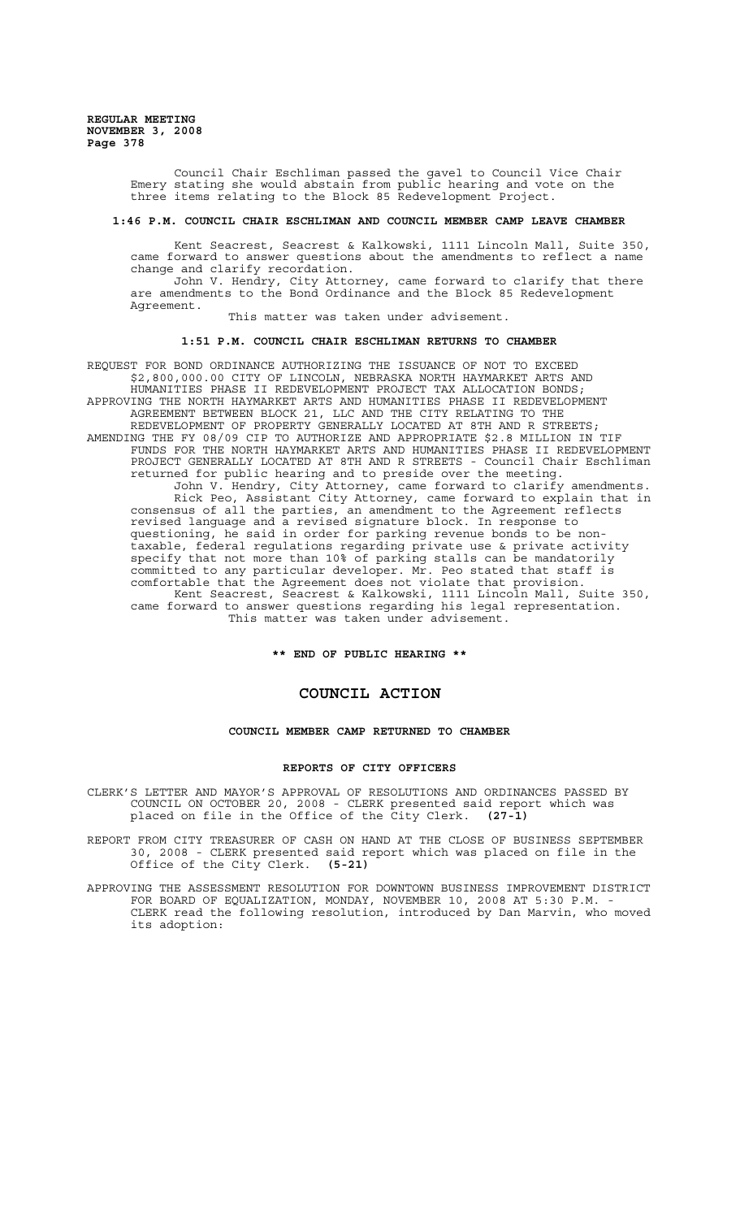Council Chair Eschliman passed the gavel to Council Vice Chair Emery stating she would abstain from public hearing and vote on the three items relating to the Block 85 Redevelopment Project.

**1:46 P.M. COUNCIL CHAIR ESCHLIMAN AND COUNCIL MEMBER CAMP LEAVE CHAMBER**

Kent Seacrest, Seacrest & Kalkowski, 1111 Lincoln Mall, Suite 350, came forward to answer questions about the amendments to reflect a name change and clarify recordation.

John V. Hendry, City Attorney, came forward to clarify that there are amendments to the Bond Ordinance and the Block 85 Redevelopment Agreement.

This matter was taken under advisement.

**1:51 P.M. COUNCIL CHAIR ESCHLIMAN RETURNS TO CHAMBER**

REQUEST FOR BOND ORDINANCE AUTHORIZING THE ISSUANCE OF NOT TO EXCEED $2,800,000.00 CITY OF LINCOLN, NEBRASKA NORTH HAYMARKET ARTS AND HUMANITIES PHASE II REDEVELOPMENT PROJECT TAX ALLOCATION BONDS;
APPROVING THE NORTH HAYMARKET ARTS AND HUMANITIES PHASE II REDEVELOPMENT AGREEMENT BETWEEN BLOCK 21, LLC AND THE CITY RELATING TO THE REDEVELOPMENT OF PROPERTY GENERALLY LOCATED AT 8TH AND R STREETS;
AMENDING THE FY 08/09 CIP TO AUTHORIZE AND APPROPRIATE $2.8 MILLION IN TIF FUNDS FOR THE NORTH HAYMARKET ARTS AND HUMANITIES PHASE II REDEVELOPMENT PROJECT GENERALLY LOCATED AT 8TH AND R STREETS - Council Chair Eschliman returned for public hearing and to preside over the meeting.

John V. Hendry, City Attorney, came forward to clarify amendments.

Rick Peo, Assistant City Attorney, came forward to explain that in consensus of all the parties, an amendment to the Agreement reflects revised language and a revised signature block. In response to questioning, he said in order for parking revenue bonds to be non-taxable, federal regulations regarding private use & private activity specify that not more than 10% of parking stalls can be mandatorily committed to any particular developer. Mr. Peo stated that staff is comfortable that the Agreement does not violate that provision.

Kent Seacrest, Seacrest & Kalkowski, 1111 Lincoln Mall, Suite 350, came forward to answer questions regarding his legal representation.

This matter was taken under advisement.

**\*\* END OF PUBLIC HEARING \*\***

## COUNCIL ACTION

**COUNCIL MEMBER CAMP RETURNED TO CHAMBER**

**REPORTS OF CITY OFFICERS**

CLERK'S LETTER AND MAYOR'S APPROVAL OF RESOLUTIONS AND ORDINANCES PASSED BY COUNCIL ON OCTOBER 20, 2008 - CLERK presented said report which was placed on file in the Office of the City Clerk. **(27-1)**

REPORT FROM CITY TREASURER OF CASH ON HAND AT THE CLOSE OF BUSINESS SEPTEMBER 30, 2008 - CLERK presented said report which was placed on file in the Office of the City Clerk. **(5-21)**

APPROVING THE ASSESSMENT RESOLUTION FOR DOWNTOWN BUSINESS IMPROVEMENT DISTRICT FOR BOARD OF EQUALIZATION, MONDAY, NOVEMBER 10, 2008 AT 5:30 P.M. - CLERK read the following resolution, introduced by Dan Marvin, who moved its adoption: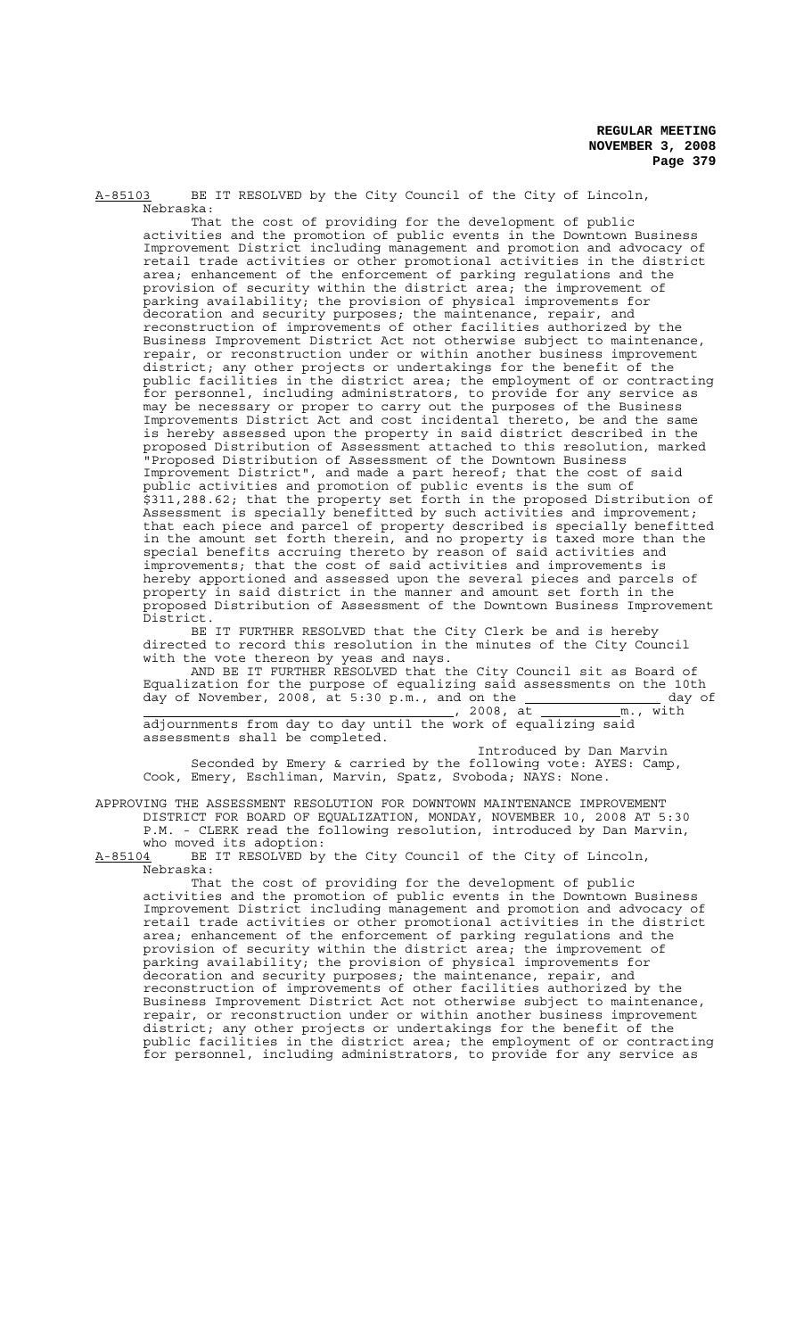A-85103 BE IT RESOLVED by the City Council of the City of Lincoln, Nebraska:

That the cost of providing for the development of public activities and the promotion of public events in the Downtown Business Improvement District including management and promotion and advocacy of retail trade activities or other promotional activities in the district area; enhancement of the enforcement of parking regulations and the provision of security within the district area; the improvement of parking availability; the provision of physical improvements for decoration and security purposes; the maintenance, repair, and reconstruction of improvements of other facilities authorized by the Business Improvement District Act not otherwise subject to maintenance, repair, or reconstruction under or within another business improvement district; any other projects or undertakings for the benefit of the public facilities in the district area; the employment of or contracting for personnel, including administrators, to provide for any service as may be necessary or proper to carry out the purposes of the Business Improvements District Act and cost incidental thereto, be and the same is hereby assessed upon the property in said district described in the proposed Distribution of Assessment attached to this resolution, marked "Proposed Distribution of Assessment of the Downtown Business Improvement District", and made a part hereof; that the cost of said public activities and promotion of public events is the sum of $311,288.62; that the property set forth in the proposed Distribution of Assessment is specially benefitted by such activities and improvement; that each piece and parcel of property described is specially benefitted in the amount set forth therein, and no property is taxed more than the special benefits accruing thereto by reason of said activities and improvements; that the cost of said activities and improvements is hereby apportioned and assessed upon the several pieces and parcels of property in said district in the manner and amount set forth in the proposed Distribution of Assessment of the Downtown Business Improvement District.

BE IT FURTHER RESOLVED that the City Clerk be and is hereby directed to record this resolution in the minutes of the City Council with the vote thereon by yeas and nays.

AND BE IT FURTHER RESOLVED that the City Council sit as Board of Equalization for the purpose of equalizing said assessments on the 10th day of November, 2008, at 5:30 p.m., and on the ________________ day of ____________________________________, 2008, at ___________m., with adjournments from day to day until the work of equalizing said assessments shall be completed.

Introduced by Dan Marvin

Seconded by Emery & carried by the following vote: AYES: Camp, Cook, Emery, Eschliman, Marvin, Spatz, Svoboda; NAYS: None.

APPROVING THE ASSESSMENT RESOLUTION FOR DOWNTOWN MAINTENANCE IMPROVEMENT DISTRICT FOR BOARD OF EQUALIZATION, MONDAY, NOVEMBER 10, 2008 AT 5:30 P.M. - CLERK read the following resolution, introduced by Dan Marvin, who moved its adoption:

A-85104 BE IT RESOLVED by the City Council of the City of Lincoln, Nebraska:

That the cost of providing for the development of public activities and the promotion of public events in the Downtown Business Improvement District including management and promotion and advocacy of retail trade activities or other promotional activities in the district area; enhancement of the enforcement of parking regulations and the provision of security within the district area; the improvement of parking availability; the provision of physical improvements for decoration and security purposes; the maintenance, repair, and reconstruction of improvements of other facilities authorized by the Business Improvement District Act not otherwise subject to maintenance, repair, or reconstruction under or within another business improvement district; any other projects or undertakings for the benefit of the public facilities in the district area; the employment of or contracting for personnel, including administrators, to provide for any service as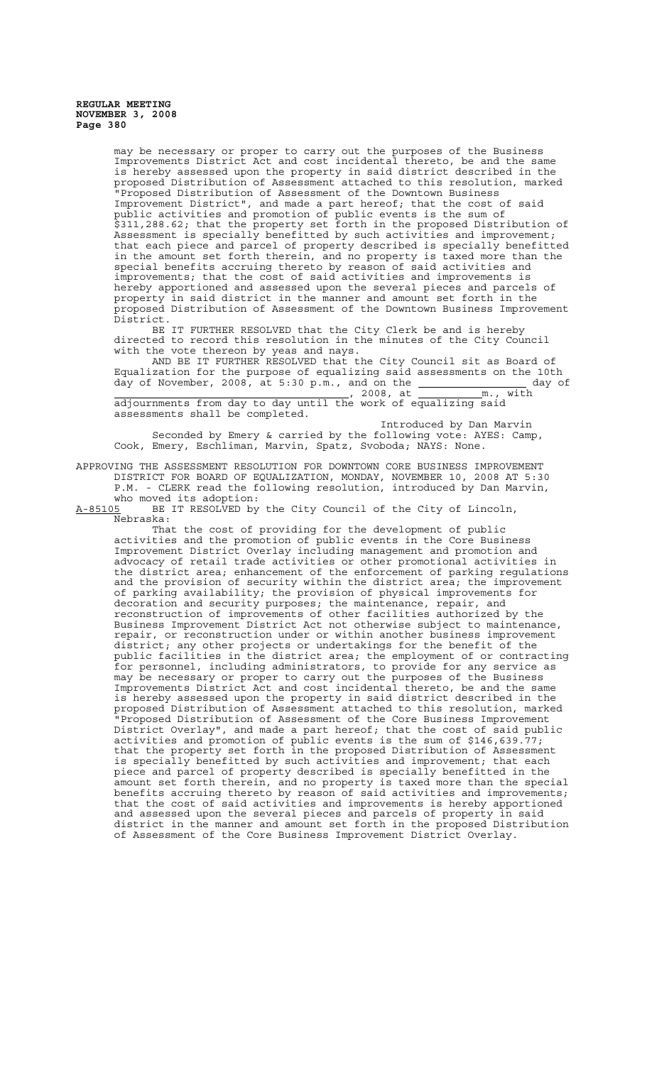may be necessary or proper to carry out the purposes of the Business Improvements District Act and cost incidental thereto, be and the same is hereby assessed upon the property in said district described in the proposed Distribution of Assessment attached to this resolution, marked "Proposed Distribution of Assessment of the Downtown Business Improvement District", and made a part hereof; that the cost of said public activities and promotion of public events is the sum of $311,288.62; that the property set forth in the proposed Distribution of Assessment is specially benefitted by such activities and improvement; that each piece and parcel of property described is specially benefitted in the amount set forth therein, and no property is taxed more than the special benefits accruing thereto by reason of said activities and improvements; that the cost of said activities and improvements is hereby apportioned and assessed upon the several pieces and parcels of property in said district in the manner and amount set forth in the proposed Distribution of Assessment of the Downtown Business Improvement District.

BE IT FURTHER RESOLVED that the City Clerk be and is hereby directed to record this resolution in the minutes of the City Council with the vote thereon by yeas and nays.

AND BE IT FURTHER RESOLVED that the City Council sit as Board of Equalization for the purpose of equalizing said assessments on the 10th day of November, 2008, at 5:30 p.m., and on the ________________ day of ________________________________, 2008, at __________m., with adjournments from day to day until the work of equalizing said assessments shall be completed.

Introduced by Dan Marvin

Seconded by Emery & carried by the following vote: AYES: Camp, Cook, Emery, Eschliman, Marvin, Spatz, Svoboda; NAYS: None.

APPROVING THE ASSESSMENT RESOLUTION FOR DOWNTOWN CORE BUSINESS IMPROVEMENT DISTRICT FOR BOARD OF EQUALIZATION, MONDAY, NOVEMBER 10, 2008 AT 5:30 P.M. - CLERK read the following resolution, introduced by Dan Marvin, who moved its adoption:

A-85105 BE IT RESOLVED by the City Council of the City of Lincoln, Nebraska:

That the cost of providing for the development of public activities and the promotion of public events in the Core Business Improvement District Overlay including management and promotion and advocacy of retail trade activities or other promotional activities in the district area; enhancement of the enforcement of parking regulations and the provision of security within the district area; the improvement of parking availability; the provision of physical improvements for decoration and security purposes; the maintenance, repair, and reconstruction of improvements of other facilities authorized by the Business Improvement District Act not otherwise subject to maintenance, repair, or reconstruction under or within another business improvement district; any other projects or undertakings for the benefit of the public facilities in the district area; the employment of or contracting for personnel, including administrators, to provide for any service as may be necessary or proper to carry out the purposes of the Business Improvements District Act and cost incidental thereto, be and the same is hereby assessed upon the property in said district described in the proposed Distribution of Assessment attached to this resolution, marked "Proposed Distribution of Assessment of the Core Business Improvement District Overlay", and made a part hereof; that the cost of said public activities and promotion of public events is the sum of $146,639.77; that the property set forth in the proposed Distribution of Assessment is specially benefitted by such activities and improvement; that each piece and parcel of property described is specially benefitted in the amount set forth therein, and no property is taxed more than the special benefits accruing thereto by reason of said activities and improvements; that the cost of said activities and improvements is hereby apportioned and assessed upon the several pieces and parcels of property in said district in the manner and amount set forth in the proposed Distribution of Assessment of the Core Business Improvement District Overlay.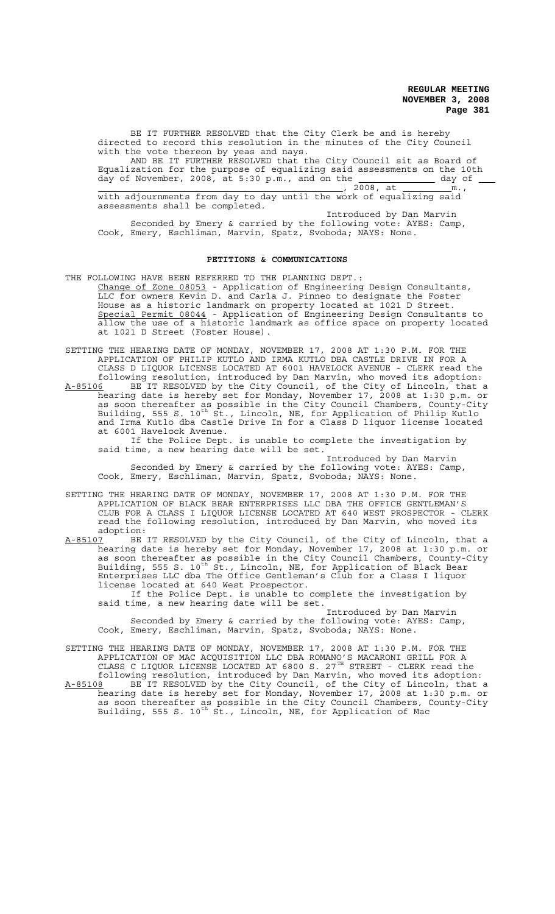BE IT FURTHER RESOLVED that the City Clerk be and is hereby directed to record this resolution in the minutes of the City Council with the vote thereon by yeas and nays.

AND BE IT FURTHER RESOLVED that the City Council sit as Board of Equalization for the purpose of equalizing said assessments on the 10th day of November, 2008, at 5:30 p.m., and on the ________ day of ____________________, 2008, at ________m., with adjournments from day to day until the work of equalizing said assessments shall be completed.

Introduced by Dan Marvin

Seconded by Emery & carried by the following vote: AYES: Camp, Cook, Emery, Eschliman, Marvin, Spatz, Svoboda; NAYS: None.

## PETITIONS & COMMUNICATIONS

THE FOLLOWING HAVE BEEN REFERRED TO THE PLANNING DEPT.:

Change of Zone 08053 - Application of Engineering Design Consultants, LLC for owners Kevin D. and Carla J. Pinneo to designate the Foster House as a historic landmark on property located at 1021 D Street.

Special Permit 08044 - Application of Engineering Design Consultants to allow the use of a historic landmark as office space on property located at 1021 D Street (Foster House).

SETTING THE HEARING DATE OF MONDAY, NOVEMBER 17, 2008 AT 1:30 P.M. FOR THE APPLICATION OF PHILIP KUTLO AND IRMA KUTLO DBA CASTLE DRIVE IN FOR A CLASS D LIQUOR LICENSE LOCATED AT 6001 HAVELOCK AVENUE - CLERK read the following resolution, introduced by Dan Marvin, who moved its adoption:

A-85106 BE IT RESOLVED by the City Council, of the City of Lincoln, that a hearing date is hereby set for Monday, November 17, 2008 at 1:30 p.m. or as soon thereafter as possible in the City Council Chambers, County-City Building, 555 S. 10th St., Lincoln, NE, for Application of Philip Kutlo and Irma Kutlo dba Castle Drive In for a Class D liquor license located at 6001 Havelock Avenue.

If the Police Dept. is unable to complete the investigation by said time, a new hearing date will be set.

Introduced by Dan Marvin

Seconded by Emery & carried by the following vote: AYES: Camp, Cook, Emery, Eschliman, Marvin, Spatz, Svoboda; NAYS: None.

SETTING THE HEARING DATE OF MONDAY, NOVEMBER 17, 2008 AT 1:30 P.M. FOR THE APPLICATION OF BLACK BEAR ENTERPRISES LLC DBA THE OFFICE GENTLEMAN'S CLUB FOR A CLASS I LIQUOR LICENSE LOCATED AT 640 WEST PROSPECTOR - CLERK read the following resolution, introduced by Dan Marvin, who moved its adoption:

A-85107 BE IT RESOLVED by the City Council, of the City of Lincoln, that a hearing date is hereby set for Monday, November 17, 2008 at 1:30 p.m. or as soon thereafter as possible in the City Council Chambers, County-City Building, 555 S. 10th St., Lincoln, NE, for Application of Black Bear Enterprises LLC dba The Office Gentleman's Club for a Class I liquor license located at 640 West Prospector.

If the Police Dept. is unable to complete the investigation by said time, a new hearing date will be set.

Introduced by Dan Marvin

Seconded by Emery & carried by the following vote: AYES: Camp, Cook, Emery, Eschliman, Marvin, Spatz, Svoboda; NAYS: None.

SETTING THE HEARING DATE OF MONDAY, NOVEMBER 17, 2008 AT 1:30 P.M. FOR THE APPLICATION OF MAC ACQUISITION LLC DBA ROMANO'S MACARONI GRILL FOR A CLASS C LIQUOR LICENSE LOCATED AT 6800 S. 27TH STREET - CLERK read the following resolution, introduced by Dan Marvin, who moved its adoption:

A-85108 BE IT RESOLVED by the City Council, of the City of Lincoln, that a hearing date is hereby set for Monday, November 17, 2008 at 1:30 p.m. or as soon thereafter as possible in the City Council Chambers, County-City Building, 555 S. 10th St., Lincoln, NE, for Application of Mac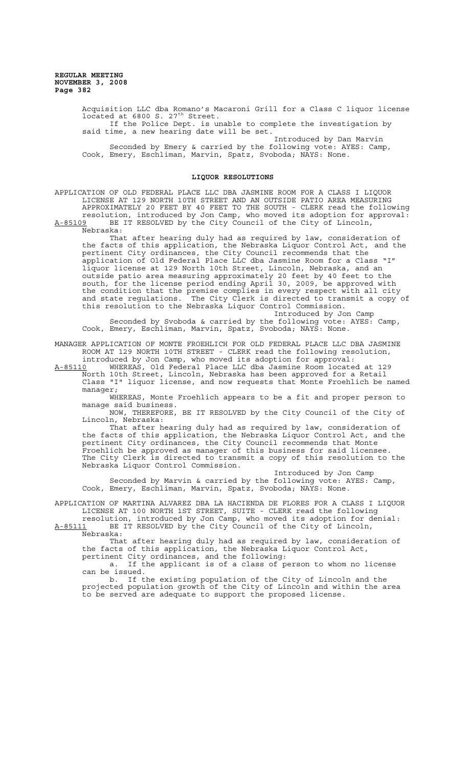Acquisition LLC dba Romano's Macaroni Grill for a Class C liquor license located at 6800 S. 27th Street.

If the Police Dept. is unable to complete the investigation by said time, a new hearing date will be set.

Introduced by Dan Marvin

Seconded by Emery & carried by the following vote: AYES: Camp, Cook, Emery, Eschliman, Marvin, Spatz, Svoboda; NAYS: None.

## LIQUOR RESOLUTIONS

APPLICATION OF OLD FEDERAL PLACE LLC DBA JASMINE ROOM FOR A CLASS I LIQUOR LICENSE AT 129 NORTH 10TH STREET AND AN OUTSIDE PATIO AREA MEASURING APPROXIMATELY 20 FEET BY 40 FEET TO THE SOUTH - CLERK read the following resolution, introduced by Jon Camp, who moved its adoption for approval:

A-85109 BE IT RESOLVED by the City Council of the City of Lincoln, Nebraska:

That after hearing duly had as required by law, consideration of the facts of this application, the Nebraska Liquor Control Act, and the pertinent City ordinances, the City Council recommends that the application of Old Federal Place LLC dba Jasmine Room for a Class "I" liquor license at 129 North 10th Street, Lincoln, Nebraska, and an outside patio area measuring approximately 20 feet by 40 feet to the south, for the license period ending April 30, 2009, be approved with the condition that the premise complies in every respect with all city and state regulations. The City Clerk is directed to transmit a copy of this resolution to the Nebraska Liquor Control Commission.

Introduced by Jon Camp

Seconded by Svoboda & carried by the following vote: AYES: Camp, Cook, Emery, Eschliman, Marvin, Spatz, Svoboda; NAYS: None.

MANAGER APPLICATION OF MONTE FROEHLICH FOR OLD FEDERAL PLACE LLC DBA JASMINE ROOM AT 129 NORTH 10TH STREET - CLERK read the following resolution, introduced by Jon Camp, who moved its adoption for approval:

A-85110 WHEREAS, Old Federal Place LLC dba Jasmine Room located at 129 North 10th Street, Lincoln, Nebraska has been approved for a Retail Class "I" liquor license, and now requests that Monte Froehlich be named manager;

WHEREAS, Monte Froehlich appears to be a fit and proper person to manage said business.

NOW, THEREFORE, BE IT RESOLVED by the City Council of the City of Lincoln, Nebraska:

That after hearing duly had as required by law, consideration of the facts of this application, the Nebraska Liquor Control Act, and the pertinent City ordinances, the City Council recommends that Monte Froehlich be approved as manager of this business for said licensee. The City Clerk is directed to transmit a copy of this resolution to the Nebraska Liquor Control Commission.

Introduced by Jon Camp

Seconded by Marvin & carried by the following vote: AYES: Camp, Cook, Emery, Eschliman, Marvin, Spatz, Svoboda; NAYS: None.

APPLICATION OF MARTINA ALVAREZ DBA LA HACIENDA DE FLORES FOR A CLASS I LIQUOR LICENSE AT 100 NORTH 1ST STREET, SUITE - CLERK read the following resolution, introduced by Jon Camp, who moved its adoption for denial:

A-85111 BE IT RESOLVED by the City Council of the City of Lincoln, Nebraska:

That after hearing duly had as required by law, consideration of the facts of this application, the Nebraska Liquor Control Act, pertinent City ordinances, and the following:

a. If the applicant is of a class of person to whom no license can be issued.

b. If the existing population of the City of Lincoln and the projected population growth of the City of Lincoln and within the area to be served are adequate to support the proposed license.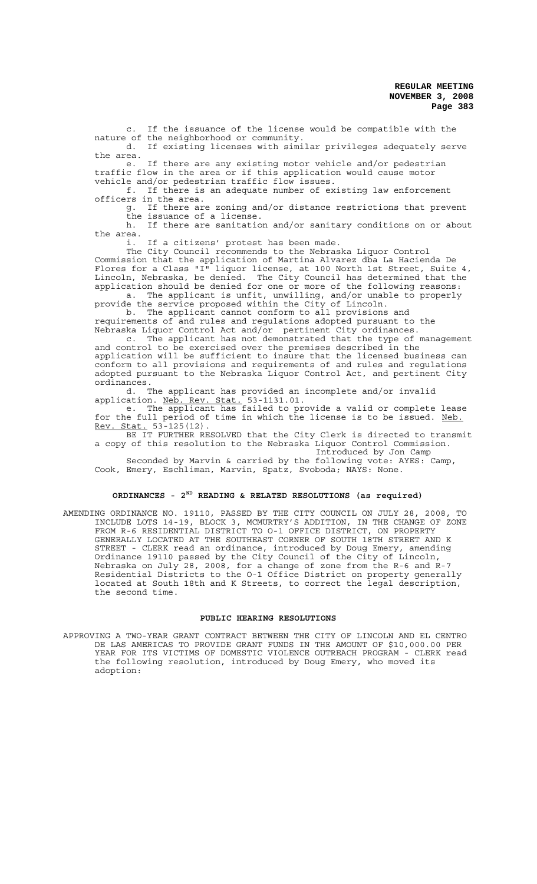c. If the issuance of the license would be compatible with the nature of the neighborhood or community.

d. If existing licenses with similar privileges adequately serve the area.

e. If there are any existing motor vehicle and/or pedestrian traffic flow in the area or if this application would cause motor vehicle and/or pedestrian traffic flow issues.

f. If there is an adequate number of existing law enforcement officers in the area.

g. If there are zoning and/or distance restrictions that prevent the issuance of a license.

h. If there are sanitation and/or sanitary conditions on or about the area.

i. If a citizens' protest has been made.

The City Council recommends to the Nebraska Liquor Control Commission that the application of Martina Alvarez dba La Hacienda De Flores for a Class "I" liquor license, at 100 North 1st Street, Suite 4, Lincoln, Nebraska, be denied. The City Council has determined that the application should be denied for one or more of the following reasons:

a. The applicant is unfit, unwilling, and/or unable to properly provide the service proposed within the City of Lincoln.

b. The applicant cannot conform to all provisions and requirements of and rules and regulations adopted pursuant to the Nebraska Liquor Control Act and/or pertinent City ordinances.

c. The applicant has not demonstrated that the type of management and control to be exercised over the premises described in the application will be sufficient to insure that the licensed business can conform to all provisions and requirements of and rules and regulations adopted pursuant to the Nebraska Liquor Control Act, and pertinent City ordinances.

d. The applicant has provided an incomplete and/or invalid application. Neb. Rev. Stat. 53-1131.01.

e. The applicant has failed to provide a valid or complete lease for the full period of time in which the license is to be issued. Neb. Rev. Stat. 53-125(12).

BE IT FURTHER RESOLVED that the City Clerk is directed to transmit a copy of this resolution to the Nebraska Liquor Control Commission.

Introduced by Jon Camp

Seconded by Marvin & carried by the following vote: AYES: Camp, Cook, Emery, Eschliman, Marvin, Spatz, Svoboda; NAYS: None.

## ORDINANCES - 2ND READING & RELATED RESOLUTIONS (as required)

AMENDING ORDINANCE NO. 19110, PASSED BY THE CITY COUNCIL ON JULY 28, 2008, TO INCLUDE LOTS 14-19, BLOCK 3, MCMURTRY'S ADDITION, IN THE CHANGE OF ZONE FROM R-6 RESIDENTIAL DISTRICT TO O-1 OFFICE DISTRICT, ON PROPERTY GENERALLY LOCATED AT THE SOUTHEAST CORNER OF SOUTH 18TH STREET AND K STREET - CLERK read an ordinance, introduced by Doug Emery, amending Ordinance 19110 passed by the City Council of the City of Lincoln, Nebraska on July 28, 2008, for a change of zone from the R-6 and R-7 Residential Districts to the O-1 Office District on property generally located at South 18th and K Streets, to correct the legal description, the second time.

## PUBLIC HEARING RESOLUTIONS

APPROVING A TWO-YEAR GRANT CONTRACT BETWEEN THE CITY OF LINCOLN AND EL CENTRO DE LAS AMERICAS TO PROVIDE GRANT FUNDS IN THE AMOUNT OF $10,000.00 PER YEAR FOR ITS VICTIMS OF DOMESTIC VIOLENCE OUTREACH PROGRAM - CLERK read the following resolution, introduced by Doug Emery, who moved its adoption: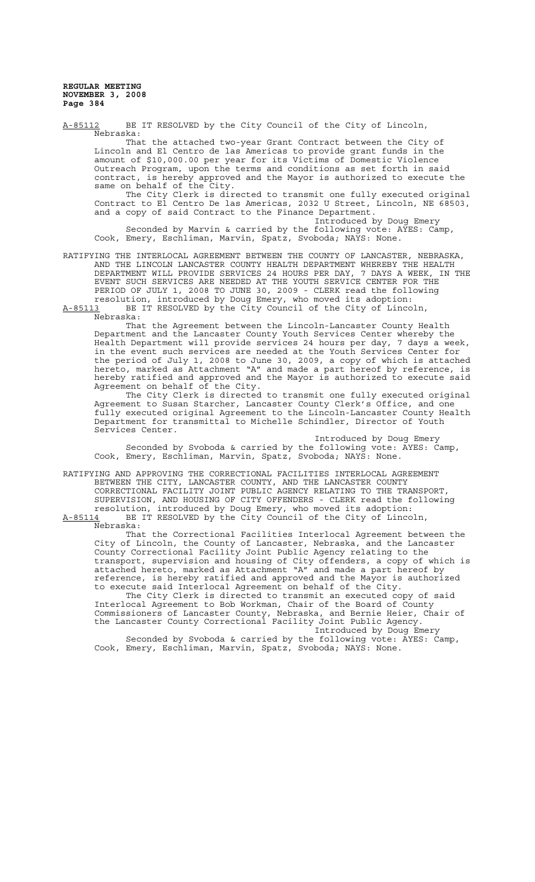A-85112 BE IT RESOLVED by the City Council of the City of Lincoln, Nebraska:

That the attached two-year Grant Contract between the City of Lincoln and El Centro de las Americas to provide grant funds in the amount of $10,000.00 per year for its Victims of Domestic Violence Outreach Program, upon the terms and conditions as set forth in said contract, is hereby approved and the Mayor is authorized to execute the same on behalf of the City.

The City Clerk is directed to transmit one fully executed original Contract to El Centro De las Americas, 2032 U Street, Lincoln, NE 68503, and a copy of said Contract to the Finance Department.

Introduced by Doug Emery

Seconded by Marvin & carried by the following vote: AYES: Camp, Cook, Emery, Eschliman, Marvin, Spatz, Svoboda; NAYS: None.

RATIFYING THE INTERLOCAL AGREEMENT BETWEEN THE COUNTY OF LANCASTER, NEBRASKA, AND THE LINCOLN LANCASTER COUNTY HEALTH DEPARTMENT WHEREBY THE HEALTH DEPARTMENT WILL PROVIDE SERVICES 24 HOURS PER DAY, 7 DAYS A WEEK, IN THE EVENT SUCH SERVICES ARE NEEDED AT THE YOUTH SERVICE CENTER FOR THE PERIOD OF JULY 1, 2008 TO JUNE 30, 2009 - CLERK read the following resolution, introduced by Doug Emery, who moved its adoption:

A-85113 BE IT RESOLVED by the City Council of the City of Lincoln, Nebraska:

That the Agreement between the Lincoln-Lancaster County Health Department and the Lancaster County Youth Services Center whereby the Health Department will provide services 24 hours per day, 7 days a week, in the event such services are needed at the Youth Services Center for the period of July 1, 2008 to June 30, 2009, a copy of which is attached hereto, marked as Attachment "A" and made a part hereof by reference, is hereby ratified and approved and the Mayor is authorized to execute said Agreement on behalf of the City.

The City Clerk is directed to transmit one fully executed original Agreement to Susan Starcher, Lancaster County Clerk's Office, and one fully executed original Agreement to the Lincoln-Lancaster County Health Department for transmittal to Michelle Schindler, Director of Youth Services Center.

Introduced by Doug Emery

Seconded by Svoboda & carried by the following vote: AYES: Camp, Cook, Emery, Eschliman, Marvin, Spatz, Svoboda; NAYS: None.

RATIFYING AND APPROVING THE CORRECTIONAL FACILITIES INTERLOCAL AGREEMENT BETWEEN THE CITY, LANCASTER COUNTY, AND THE LANCASTER COUNTY CORRECTIONAL FACILITY JOINT PUBLIC AGENCY RELATING TO THE TRANSPORT, SUPERVISION, AND HOUSING OF CITY OFFENDERS - CLERK read the following resolution, introduced by Doug Emery, who moved its adoption:

A-85114 BE IT RESOLVED by the City Council of the City of Lincoln, Nebraska:

That the Correctional Facilities Interlocal Agreement between the City of Lincoln, the County of Lancaster, Nebraska, and the Lancaster County Correctional Facility Joint Public Agency relating to the transport, supervision and housing of City offenders, a copy of which is attached hereto, marked as Attachment "A" and made a part hereof by reference, is hereby ratified and approved and the Mayor is authorized to execute said Interlocal Agreement on behalf of the City.

The City Clerk is directed to transmit an executed copy of said Interlocal Agreement to Bob Workman, Chair of the Board of County Commissioners of Lancaster County, Nebraska, and Bernie Heier, Chair of the Lancaster County Correctional Facility Joint Public Agency.

Introduced by Doug Emery

Seconded by Svoboda & carried by the following vote: AYES: Camp, Cook, Emery, Eschliman, Marvin, Spatz, Svoboda; NAYS: None.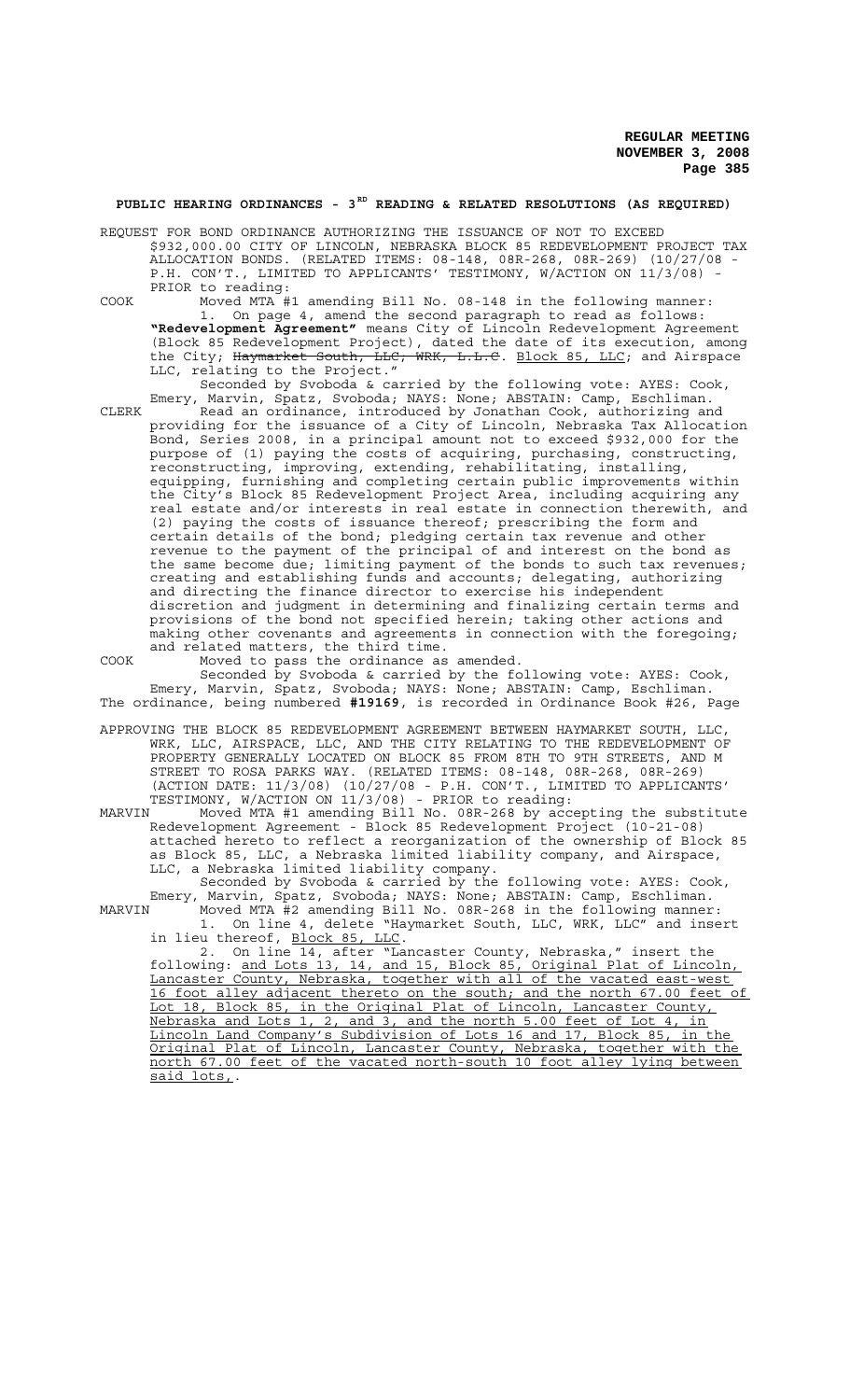## PUBLIC HEARING ORDINANCES - 3RD READING & RELATED RESOLUTIONS (AS REQUIRED)

REQUEST FOR BOND ORDINANCE AUTHORIZING THE ISSUANCE OF NOT TO EXCEED $932,000.00 CITY OF LINCOLN, NEBRASKA BLOCK 85 REDEVELOPMENT PROJECT TAX ALLOCATION BONDS. (RELATED ITEMS: 08-148, 08R-268, 08R-269) (10/27/08 - P.H. CON'T., LIMITED TO APPLICANTS' TESTIMONY, W/ACTION ON 11/3/08) - PRIOR to reading:

COOK Moved MTA #1 amending Bill No. 08-148 in the following manner:

1. On page 4, amend the second paragraph to read as follows: **"Redevelopment Agreement"** means City of Lincoln Redevelopment Agreement (Block 85 Redevelopment Project), dated the date of its execution, among the City; ~~Haymarket South, LLC, WRK, L.L.C~~. Block 85, LLC; and Airspace LLC, relating to the Project."

Seconded by Svoboda & carried by the following vote: AYES: Cook, Emery, Marvin, Spatz, Svoboda; NAYS: None; ABSTAIN: Camp, Eschliman.

CLERK Read an ordinance, introduced by Jonathan Cook, authorizing and providing for the issuance of a City of Lincoln, Nebraska Tax Allocation Bond, Series 2008, in a principal amount not to exceed $932,000 for the purpose of (1) paying the costs of acquiring, purchasing, constructing, reconstructing, improving, extending, rehabilitating, installing, equipping, furnishing and completing certain public improvements within the City's Block 85 Redevelopment Project Area, including acquiring any real estate and/or interests in real estate in connection therewith, and (2) paying the costs of issuance thereof; prescribing the form and certain details of the bond; pledging certain tax revenue and other revenue to the payment of the principal of and interest on the bond as the same become due; limiting payment of the bonds to such tax revenues; creating and establishing funds and accounts; delegating, authorizing and directing the finance director to exercise his independent discretion and judgment in determining and finalizing certain terms and provisions of the bond not specified herein; taking other actions and making other covenants and agreements in connection with the foregoing; and related matters, the third time.

COOK Moved to pass the ordinance as amended.

Seconded by Svoboda & carried by the following vote: AYES: Cook, Emery, Marvin, Spatz, Svoboda; NAYS: None; ABSTAIN: Camp, Eschliman. The ordinance, being numbered **#19169**, is recorded in Ordinance Book #26, Page

APPROVING THE BLOCK 85 REDEVELOPMENT AGREEMENT BETWEEN HAYMARKET SOUTH, LLC, WRK, LLC, AIRSPACE, LLC, AND THE CITY RELATING TO THE REDEVELOPMENT OF PROPERTY GENERALLY LOCATED ON BLOCK 85 FROM 8TH TO 9TH STREETS, AND M STREET TO ROSA PARKS WAY. (RELATED ITEMS: 08-148, 08R-268, 08R-269) (ACTION DATE: 11/3/08) (10/27/08 - P.H. CON'T., LIMITED TO APPLICANTS' TESTIMONY, W/ACTION ON 11/3/08) - PRIOR to reading:

MARVIN Moved MTA #1 amending Bill No. 08R-268 by accepting the substitute Redevelopment Agreement - Block 85 Redevelopment Project (10-21-08) attached hereto to reflect a reorganization of the ownership of Block 85 as Block 85, LLC, a Nebraska limited liability company, and Airspace, LLC, a Nebraska limited liability company.

Seconded by Svoboda & carried by the following vote: AYES: Cook, Emery, Marvin, Spatz, Svoboda; NAYS: None; ABSTAIN: Camp, Eschliman.

MARVIN Moved MTA #2 amending Bill No. 08R-268 in the following manner:

1. On line 4, delete "Haymarket South, LLC, WRK, LLC" and insert in lieu thereof, Block 85, LLC.
2. On line 14, after "Lancaster County, Nebraska," insert the following: and Lots 13, 14, and 15, Block 85, Original Plat of Lincoln, Lancaster County, Nebraska, together with all of the vacated east-west 16 foot alley adjacent thereto on the south; and the north 67.00 feet of Lot 18, Block 85, in the Original Plat of Lincoln, Lancaster County, Nebraska and Lots 1, 2, and 3, and the north 5.00 feet of Lot 4, in Lincoln Land Company's Subdivision of Lots 16 and 17, Block 85, in the Original Plat of Lincoln, Lancaster County, Nebraska, together with the north 67.00 feet of the vacated north-south 10 foot alley lying between said lots,.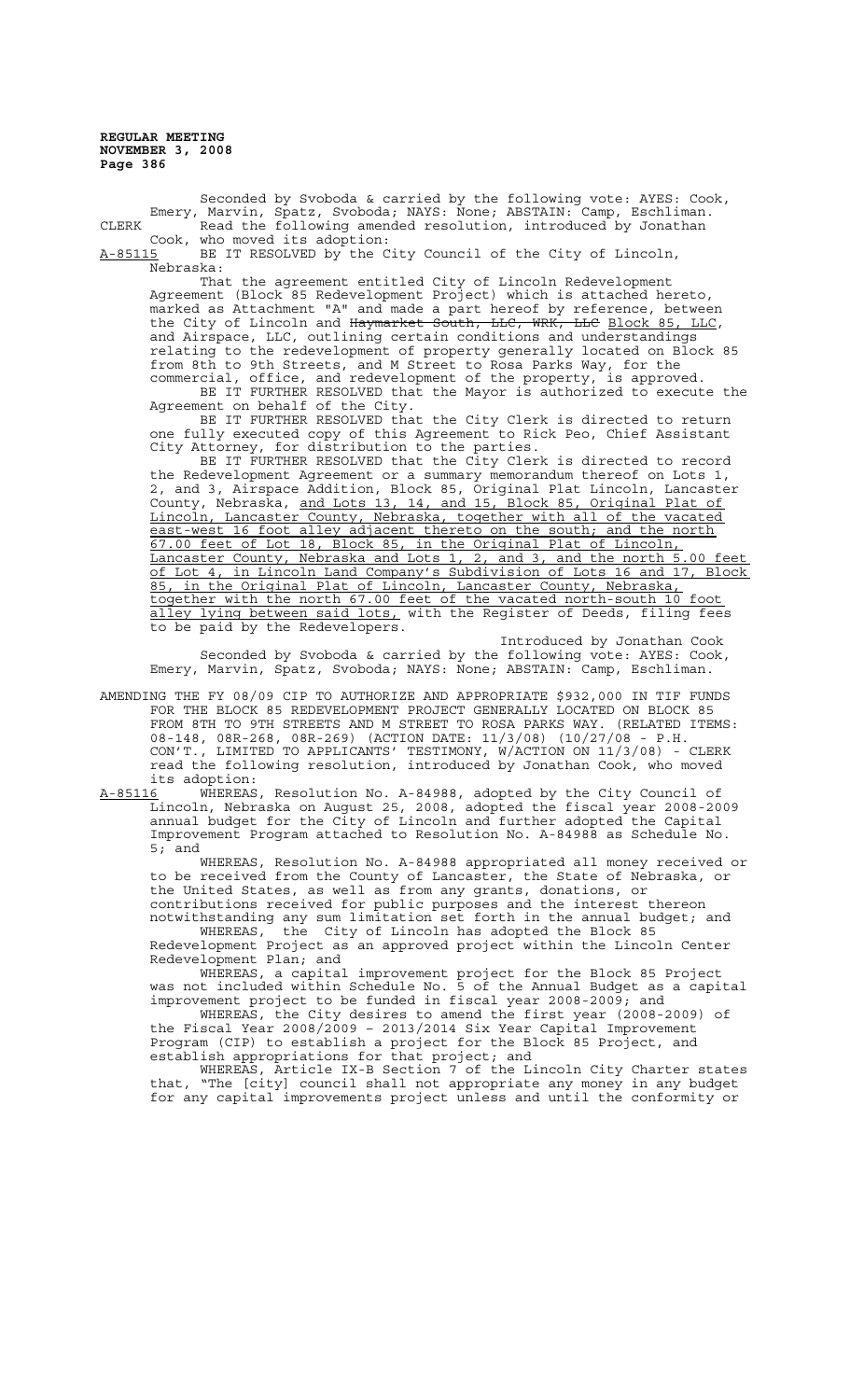Seconded by Svoboda & carried by the following vote: AYES: Cook, Emery, Marvin, Spatz, Svoboda; NAYS: None; ABSTAIN: Camp, Eschliman.

CLERK Read the following amended resolution, introduced by Jonathan Cook, who moved its adoption:

A-85115 BE IT RESOLVED by the City Council of the City of Lincoln, Nebraska:

That the agreement entitled City of Lincoln Redevelopment Agreement (Block 85 Redevelopment Project) which is attached hereto, marked as Attachment "A" and made a part hereof by reference, between the City of Lincoln and ~~Haymarket South, LLC, WRK, LLC~~ Block 85, LLC, and Airspace, LLC, outlining certain conditions and understandings relating to the redevelopment of property generally located on Block 85 from 8th to 9th Streets, and M Street to Rosa Parks Way, for the commercial, office, and redevelopment of the property, is approved.

BE IT FURTHER RESOLVED that the Mayor is authorized to execute the Agreement on behalf of the City.

BE IT FURTHER RESOLVED that the City Clerk is directed to return one fully executed copy of this Agreement to Rick Peo, Chief Assistant City Attorney, for distribution to the parties.

BE IT FURTHER RESOLVED that the City Clerk is directed to record the Redevelopment Agreement or a summary memorandum thereof on Lots 1, 2, and 3, Airspace Addition, Block 85, Original Plat Lincoln, Lancaster County, Nebraska, and Lots 13, 14, and 15, Block 85, Original Plat of Lincoln, Lancaster County, Nebraska, together with all of the vacated east-west 16 foot alley adjacent thereto on the south; and the north 67.00 feet of Lot 18, Block 85, in the Original Plat of Lincoln, Lancaster County, Nebraska and Lots 1, 2, and 3, and the north 5.00 feet of Lot 4, in Lincoln Land Company's Subdivision of Lots 16 and 17, Block 85, in the Original Plat of Lincoln, Lancaster County, Nebraska, together with the north 67.00 feet of the vacated north-south 10 foot alley lying between said lots, with the Register of Deeds, filing fees to be paid by the Redevelopers.

Introduced by Jonathan Cook

Seconded by Svoboda & carried by the following vote: AYES: Cook, Emery, Marvin, Spatz, Svoboda; NAYS: None; ABSTAIN: Camp, Eschliman.

AMENDING THE FY 08/09 CIP TO AUTHORIZE AND APPROPRIATE $932,000 IN TIF FUNDS FOR THE BLOCK 85 REDEVELOPMENT PROJECT GENERALLY LOCATED ON BLOCK 85 FROM 8TH TO 9TH STREETS AND M STREET TO ROSA PARKS WAY. (RELATED ITEMS: 08-148, 08R-268, 08R-269) (ACTION DATE: 11/3/08) (10/27/08 - P.H. CON'T., LIMITED TO APPLICANTS' TESTIMONY, W/ACTION ON 11/3/08) - CLERK read the following resolution, introduced by Jonathan Cook, who moved its adoption:

A-85116 WHEREAS, Resolution No. A-84988, adopted by the City Council of Lincoln, Nebraska on August 25, 2008, adopted the fiscal year 2008-2009 annual budget for the City of Lincoln and further adopted the Capital Improvement Program attached to Resolution No. A-84988 as Schedule No. 5; and

WHEREAS, Resolution No. A-84988 appropriated all money received or to be received from the County of Lancaster, the State of Nebraska, or the United States, as well as from any grants, donations, or contributions received for public purposes and the interest thereon notwithstanding any sum limitation set forth in the annual budget; and

WHEREAS, the City of Lincoln has adopted the Block 85 Redevelopment Project as an approved project within the Lincoln Center Redevelopment Plan; and

WHEREAS, a capital improvement project for the Block 85 Project was not included within Schedule No. 5 of the Annual Budget as a capital improvement project to be funded in fiscal year 2008-2009; and

WHEREAS, the City desires to amend the first year (2008-2009) of the Fiscal Year 2008/2009 – 2013/2014 Six Year Capital Improvement Program (CIP) to establish a project for the Block 85 Project, and establish appropriations for that project; and

WHEREAS, Article IX-B Section 7 of the Lincoln City Charter states that, "The [city] council shall not appropriate any money in any budget for any capital improvements project unless and until the conformity or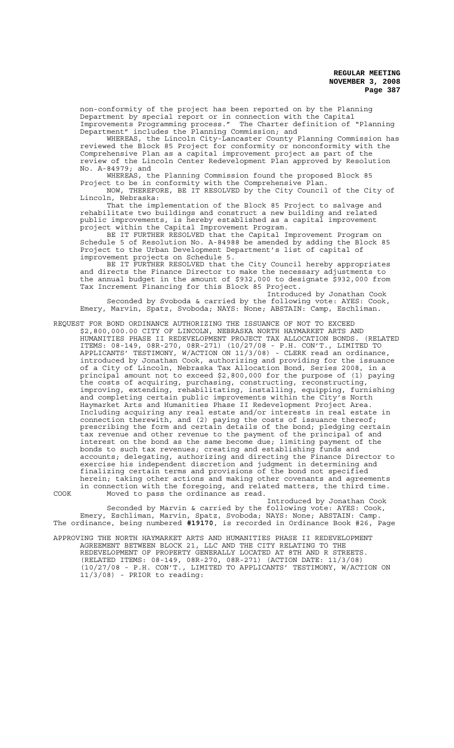non-conformity of the project has been reported on by the Planning Department by special report or in connection with the Capital Improvements Programming process." The Charter definition of "Planning Department" includes the Planning Commission; and

WHEREAS, the Lincoln City-Lancaster County Planning Commission has reviewed the Block 85 Project for conformity or nonconformity with the Comprehensive Plan as a capital improvement project as part of the review of the Lincoln Center Redevelopment Plan approved by Resolution No. A-84979; and

WHEREAS, the Planning Commission found the proposed Block 85 Project to be in conformity with the Comprehensive Plan.

NOW, THEREFORE, BE IT RESOLVED by the City Council of the City of Lincoln, Nebraska:

That the implementation of the Block 85 Project to salvage and rehabilitate two buildings and construct a new building and related public improvements, is hereby established as a capital improvement project within the Capital Improvement Program.

BE IT FURTHER RESOLVED that the Capital Improvement Program on Schedule 5 of Resolution No. A-84988 be amended by adding the Block 85 Project to the Urban Development Department's list of capital of improvement projects on Schedule 5.

BE IT FURTHER RESOLVED that the City Council hereby appropriates and directs the Finance Director to make the necessary adjustments to the annual budget in the amount of $932,000 to designate $932,000 from Tax Increment Financing for this Block 85 Project.

Introduced by Jonathan Cook

Seconded by Svoboda & carried by the following vote: AYES: Cook, Emery, Marvin, Spatz, Svoboda; NAYS: None; ABSTAIN: Camp, Eschliman.

REQUEST FOR BOND ORDINANCE AUTHORIZING THE ISSUANCE OF NOT TO EXCEED $2,800,000.00 CITY OF LINCOLN, NEBRASKA NORTH HAYMARKET ARTS AND HUMANITIES PHASE II REDEVELOPMENT PROJECT TAX ALLOCATION BONDS. (RELATED ITEMS: 08-149, 08R-270, 08R-271) (10/27/08 - P.H. CON'T., LIMITED TO APPLICANTS' TESTIMONY, W/ACTION ON 11/3/08) - CLERK read an ordinance, introduced by Jonathan Cook, authorizing and providing for the issuance of a City of Lincoln, Nebraska Tax Allocation Bond, Series 2008, in a principal amount not to exceed $2,800,000 for the purpose of (1) paying the costs of acquiring, purchasing, constructing, reconstructing, improving, extending, rehabilitating, installing, equipping, furnishing and completing certain public improvements within the City's North Haymarket Arts and Humanities Phase II Redevelopment Project Area. Including acquiring any real estate and/or interests in real estate in connection therewith, and (2) paying the costs of issuance thereof; prescribing the form and certain details of the bond; pledging certain tax revenue and other revenue to the payment of the principal of and interest on the bond as the same become due; limiting payment of the bonds to such tax revenues; creating and establishing funds and accounts; delegating, authorizing and directing the Finance Director to exercise his independent discretion and judgment in determining and finalizing certain terms and provisions of the bond not specified herein; taking other actions and making other covenants and agreements in connection with the foregoing, and related matters, the third time.

COOK Moved to pass the ordinance as read.

Introduced by Jonathan Cook

Seconded by Marvin & carried by the following vote: AYES: Cook, Emery, Eschliman, Marvin, Spatz, Svoboda; NAYS: None; ABSTAIN: Camp.

The ordinance, being numbered **#19170**, is recorded in Ordinance Book #26, Page

APPROVING THE NORTH HAYMARKET ARTS AND HUMANITIES PHASE II REDEVELOPMENT AGREEMENT BETWEEN BLOCK 21, LLC AND THE CITY RELATING TO THE REDEVELOPMENT OF PROPERTY GENERALLY LOCATED AT 8TH AND R STREETS. (RELATED ITEMS: 08-149, 08R-270, 08R-271) (ACTION DATE: 11/3/08) (10/27/08 - P.H. CON'T., LIMITED TO APPLICANTS' TESTIMONY, W/ACTION ON 11/3/08) - PRIOR to reading: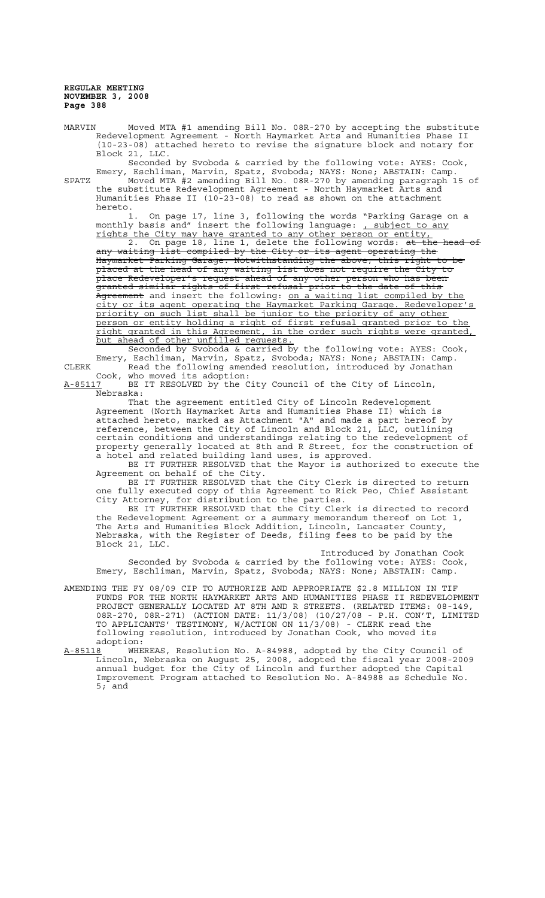MARVIN Moved MTA #1 amending Bill No. 08R-270 by accepting the substitute Redevelopment Agreement - North Haymarket Arts and Humanities Phase II (10-23-08) attached hereto to revise the signature block and notary for Block 21, LLC.

Seconded by Svoboda & carried by the following vote: AYES: Cook, Emery, Eschliman, Marvin, Spatz, Svoboda; NAYS: None; ABSTAIN: Camp.

SPATZ Moved MTA #2 amending Bill No. 08R-270 by amending paragraph 15 of the substitute Redevelopment Agreement - North Haymarket Arts and Humanities Phase II (10-23-08) to read as shown on the attachment hereto.

1. On page 17, line 3, following the words "Parking Garage on a monthly basis and" insert the following language: <u>, subject to any rights the City may have granted to any other person or entity,</u>

2. On page 18, line 1, delete the following words: ~~at the head of any waiting list compiled by the City or its agent operating the Haymarket Parking Garage. Notwithstanding the above, this right to be placed at the head of any waiting list does not require the City to place Redeveloper's request ahead of any other person who has been granted similar rights of first refusal prior to the date of this Agreement~~ and insert the following: <u>on a waiting list compiled by the city or its agent operating the Haymarket Parking Garage. Redeveloper's priority on such list shall be junior to the priority of any other person or entity holding a right of first refusal granted prior to the right granted in this Agreement, in the order such rights were granted, but ahead of other unfilled requests.</u>

Seconded by Svoboda & carried by the following vote: AYES: Cook, Emery, Eschliman, Marvin, Spatz, Svoboda; NAYS: None; ABSTAIN: Camp.

CLERK Read the following amended resolution, introduced by Jonathan Cook, who moved its adoption:

<u>A-85117</u> BE IT RESOLVED by the City Council of the City of Lincoln, Nebraska:

That the agreement entitled City of Lincoln Redevelopment Agreement (North Haymarket Arts and Humanities Phase II) which is attached hereto, marked as Attachment "A" and made a part hereof by reference, between the City of Lincoln and Block 21, LLC, outlining certain conditions and understandings relating to the redevelopment of property generally located at 8th and R Street, for the construction of a hotel and related building land uses, is approved.

BE IT FURTHER RESOLVED that the Mayor is authorized to execute the Agreement on behalf of the City.

BE IT FURTHER RESOLVED that the City Clerk is directed to return one fully executed copy of this Agreement to Rick Peo, Chief Assistant City Attorney, for distribution to the parties.

BE IT FURTHER RESOLVED that the City Clerk is directed to record the Redevelopment Agreement or a summary memorandum thereof on Lot 1, The Arts and Humanities Block Addition, Lincoln, Lancaster County, Nebraska, with the Register of Deeds, filing fees to be paid by the Block 21, LLC.

Introduced by Jonathan Cook

Seconded by Svoboda & carried by the following vote: AYES: Cook, Emery, Eschliman, Marvin, Spatz, Svoboda; NAYS: None; ABSTAIN: Camp.

AMENDING THE FY 08/09 CIP TO AUTHORIZE AND APPROPRIATE $2.8 MILLION IN TIF FUNDS FOR THE NORTH HAYMARKET ARTS AND HUMANITIES PHASE II REDEVELOPMENT PROJECT GENERALLY LOCATED AT 8TH AND R STREETS. (RELATED ITEMS: 08-149, 08R-270, 08R-271) (ACTION DATE: 11/3/08) (10/27/08 - P.H. CON'T, LIMITED TO APPLICANTS' TESTIMONY, W/ACTION ON 11/3/08) - CLERK read the following resolution, introduced by Jonathan Cook, who moved its adoption:

<u>A-85118</u> WHEREAS, Resolution No. A-84988, adopted by the City Council of Lincoln, Nebraska on August 25, 2008, adopted the fiscal year 2008-2009 annual budget for the City of Lincoln and further adopted the Capital Improvement Program attached to Resolution No. A-84988 as Schedule No. 5; and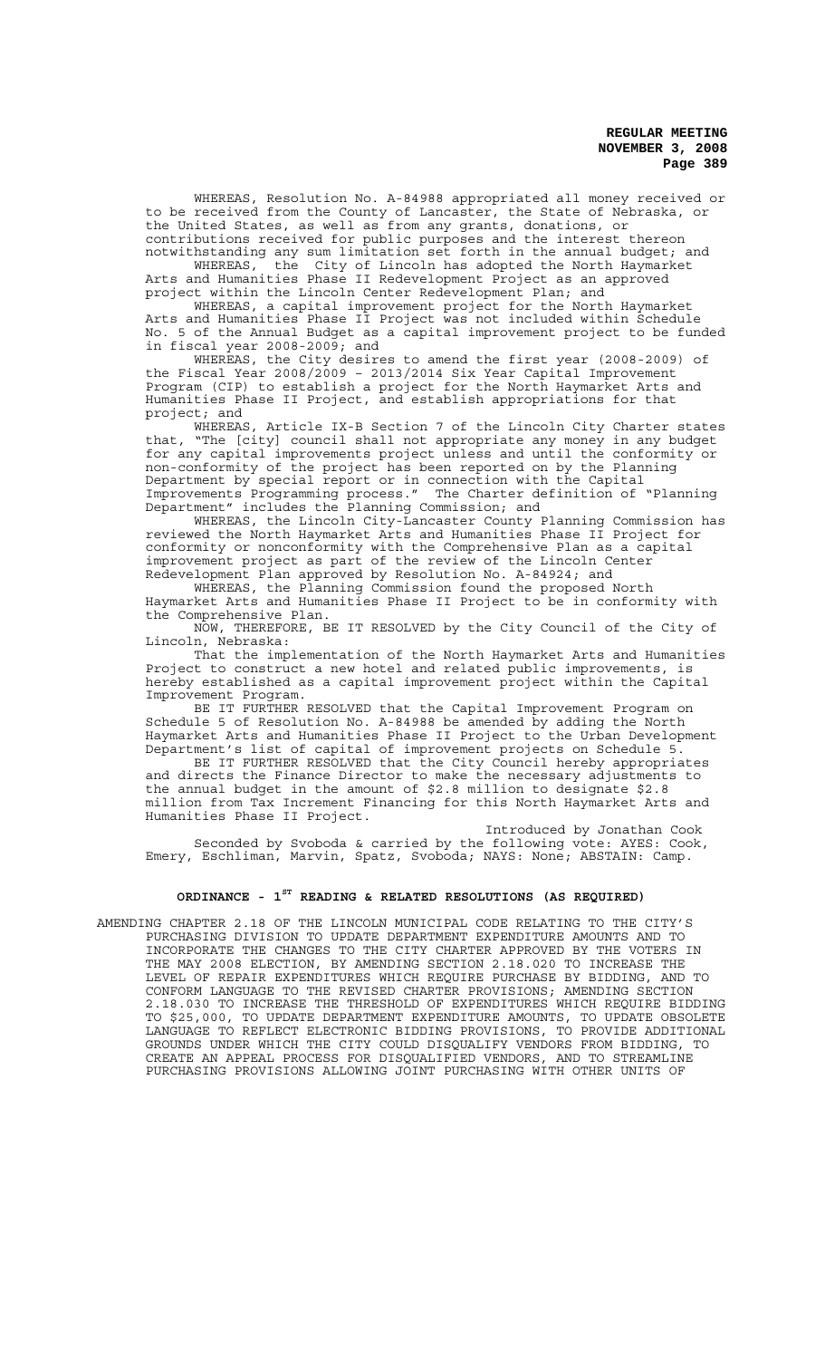WHEREAS, Resolution No. A-84988 appropriated all money received or to be received from the County of Lancaster, the State of Nebraska, or the United States, as well as from any grants, donations, or contributions received for public purposes and the interest thereon notwithstanding any sum limitation set forth in the annual budget; and

WHEREAS, the City of Lincoln has adopted the North Haymarket Arts and Humanities Phase II Redevelopment Project as an approved project within the Lincoln Center Redevelopment Plan; and

WHEREAS, a capital improvement project for the North Haymarket Arts and Humanities Phase II Project was not included within Schedule No. 5 of the Annual Budget as a capital improvement project to be funded in fiscal year 2008-2009; and

WHEREAS, the City desires to amend the first year (2008-2009) of the Fiscal Year 2008/2009 – 2013/2014 Six Year Capital Improvement Program (CIP) to establish a project for the North Haymarket Arts and Humanities Phase II Project, and establish appropriations for that project; and

WHEREAS, Article IX-B Section 7 of the Lincoln City Charter states that, "The [city] council shall not appropriate any money in any budget for any capital improvements project unless and until the conformity or non-conformity of the project has been reported on by the Planning Department by special report or in connection with the Capital Improvements Programming process." The Charter definition of "Planning Department" includes the Planning Commission; and

WHEREAS, the Lincoln City-Lancaster County Planning Commission has reviewed the North Haymarket Arts and Humanities Phase II Project for conformity or nonconformity with the Comprehensive Plan as a capital improvement project as part of the review of the Lincoln Center Redevelopment Plan approved by Resolution No. A-84924; and

WHEREAS, the Planning Commission found the proposed North Haymarket Arts and Humanities Phase II Project to be in conformity with the Comprehensive Plan.

NOW, THEREFORE, BE IT RESOLVED by the City Council of the City of Lincoln, Nebraska:

That the implementation of the North Haymarket Arts and Humanities Project to construct a new hotel and related public improvements, is hereby established as a capital improvement project within the Capital Improvement Program.

BE IT FURTHER RESOLVED that the Capital Improvement Program on Schedule 5 of Resolution No. A-84988 be amended by adding the North Haymarket Arts and Humanities Phase II Project to the Urban Development Department's list of capital of improvement projects on Schedule 5.

BE IT FURTHER RESOLVED that the City Council hereby appropriates and directs the Finance Director to make the necessary adjustments to the annual budget in the amount of $2.8 million to designate $2.8 million from Tax Increment Financing for this North Haymarket Arts and Humanities Phase II Project.

Introduced by Jonathan Cook

Seconded by Svoboda & carried by the following vote: AYES: Cook, Emery, Eschliman, Marvin, Spatz, Svoboda; NAYS: None; ABSTAIN: Camp.

## ORDINANCE - 1ST READING & RELATED RESOLUTIONS (AS REQUIRED)

AMENDING CHAPTER 2.18 OF THE LINCOLN MUNICIPAL CODE RELATING TO THE CITY'S PURCHASING DIVISION TO UPDATE DEPARTMENT EXPENDITURE AMOUNTS AND TO INCORPORATE THE CHANGES TO THE CITY CHARTER APPROVED BY THE VOTERS IN THE MAY 2008 ELECTION, BY AMENDING SECTION 2.18.020 TO INCREASE THE LEVEL OF REPAIR EXPENDITURES WHICH REQUIRE PURCHASE BY BIDDING, AND TO CONFORM LANGUAGE TO THE REVISED CHARTER PROVISIONS; AMENDING SECTION 2.18.030 TO INCREASE THE THRESHOLD OF EXPENDITURES WHICH REQUIRE BIDDING TO $25,000, TO UPDATE DEPARTMENT EXPENDITURE AMOUNTS, TO UPDATE OBSOLETE LANGUAGE TO REFLECT ELECTRONIC BIDDING PROVISIONS, TO PROVIDE ADDITIONAL GROUNDS UNDER WHICH THE CITY COULD DISQUALIFY VENDORS FROM BIDDING, TO CREATE AN APPEAL PROCESS FOR DISQUALIFIED VENDORS, AND TO STREAMLINE PURCHASING PROVISIONS ALLOWING JOINT PURCHASING WITH OTHER UNITS OF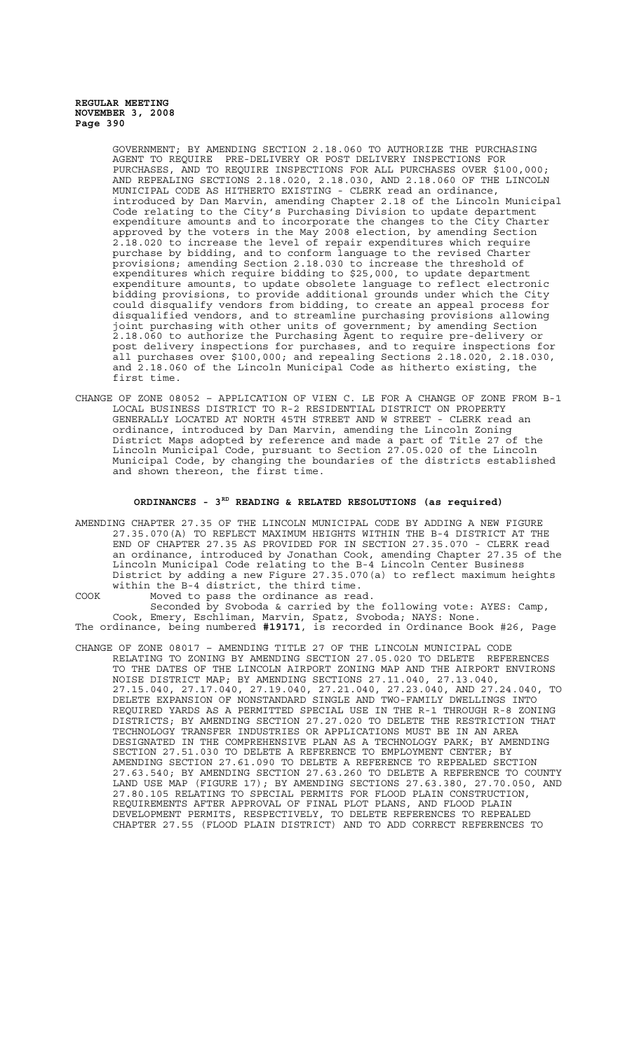GOVERNMENT; BY AMENDING SECTION 2.18.060 TO AUTHORIZE THE PURCHASING AGENT TO REQUIRE PRE-DELIVERY OR POST DELIVERY INSPECTIONS FOR PURCHASES, AND TO REQUIRE INSPECTIONS FOR ALL PURCHASES OVER $100,000; AND REPEALING SECTIONS 2.18.020, 2.18.030, AND 2.18.060 OF THE LINCOLN MUNICIPAL CODE AS HITHERTO EXISTING - CLERK read an ordinance, introduced by Dan Marvin, amending Chapter 2.18 of the Lincoln Municipal Code relating to the City's Purchasing Division to update department expenditure amounts and to incorporate the changes to the City Charter approved by the voters in the May 2008 election, by amending Section 2.18.020 to increase the level of repair expenditures which require purchase by bidding, and to conform language to the revised Charter provisions; amending Section 2.18.030 to increase the threshold of expenditures which require bidding to $25,000, to update department expenditure amounts, to update obsolete language to reflect electronic bidding provisions, to provide additional grounds under which the City could disqualify vendors from bidding, to create an appeal process for disqualified vendors, and to streamline purchasing provisions allowing joint purchasing with other units of government; by amending Section 2.18.060 to authorize the Purchasing Agent to require pre-delivery or post delivery inspections for purchases, and to require inspections for all purchases over $100,000; and repealing Sections 2.18.020, 2.18.030, and 2.18.060 of the Lincoln Municipal Code as hitherto existing, the first time.

CHANGE OF ZONE 08052 – APPLICATION OF VIEN C. LE FOR A CHANGE OF ZONE FROM B-1 LOCAL BUSINESS DISTRICT TO R-2 RESIDENTIAL DISTRICT ON PROPERTY GENERALLY LOCATED AT NORTH 45TH STREET AND W STREET - CLERK read an ordinance, introduced by Dan Marvin, amending the Lincoln Zoning District Maps adopted by reference and made a part of Title 27 of the Lincoln Municipal Code, pursuant to Section 27.05.020 of the Lincoln Municipal Code, by changing the boundaries of the districts established and shown thereon, the first time.

## ORDINANCES - 3RD READING & RELATED RESOLUTIONS (as required)

AMENDING CHAPTER 27.35 OF THE LINCOLN MUNICIPAL CODE BY ADDING A NEW FIGURE 27.35.070(A) TO REFLECT MAXIMUM HEIGHTS WITHIN THE B-4 DISTRICT AT THE END OF CHAPTER 27.35 AS PROVIDED FOR IN SECTION 27.35.070 - CLERK read an ordinance, introduced by Jonathan Cook, amending Chapter 27.35 of the Lincoln Municipal Code relating to the B-4 Lincoln Center Business District by adding a new Figure 27.35.070(a) to reflect maximum heights within the B-4 district, the third time.

COOK Moved to pass the ordinance as read.

Seconded by Svoboda & carried by the following vote: AYES: Camp, Cook, Emery, Eschliman, Marvin, Spatz, Svoboda; NAYS: None.

The ordinance, being numbered **#19171**, is recorded in Ordinance Book #26, Page

CHANGE OF ZONE 08017 – AMENDING TITLE 27 OF THE LINCOLN MUNICIPAL CODE RELATING TO ZONING BY AMENDING SECTION 27.05.020 TO DELETE REFERENCES TO THE DATES OF THE LINCOLN AIRPORT ZONING MAP AND THE AIRPORT ENVIRONS NOISE DISTRICT MAP; BY AMENDING SECTIONS 27.11.040, 27.13.040, 27.15.040, 27.17.040, 27.19.040, 27.21.040, 27.23.040, AND 27.24.040, TO DELETE EXPANSION OF NONSTANDARD SINGLE AND TWO-FAMILY DWELLINGS INTO REQUIRED YARDS AS A PERMITTED SPECIAL USE IN THE R-1 THROUGH R-8 ZONING DISTRICTS; BY AMENDING SECTION 27.27.020 TO DELETE THE RESTRICTION THAT TECHNOLOGY TRANSFER INDUSTRIES OR APPLICATIONS MUST BE IN AN AREA DESIGNATED IN THE COMPREHENSIVE PLAN AS A TECHNOLOGY PARK; BY AMENDING SECTION 27.51.030 TO DELETE A REFERENCE TO EMPLOYMENT CENTER; BY AMENDING SECTION 27.61.090 TO DELETE A REFERENCE TO REPEALED SECTION 27.63.540; BY AMENDING SECTION 27.63.260 TO DELETE A REFERENCE TO COUNTY LAND USE MAP (FIGURE 17); BY AMENDING SECTIONS 27.63.380, 27.70.050, AND 27.80.105 RELATING TO SPECIAL PERMITS FOR FLOOD PLAIN CONSTRUCTION, REQUIREMENTS AFTER APPROVAL OF FINAL PLOT PLANS, AND FLOOD PLAIN DEVELOPMENT PERMITS, RESPECTIVELY, TO DELETE REFERENCES TO REPEALED CHAPTER 27.55 (FLOOD PLAIN DISTRICT) AND TO ADD CORRECT REFERENCES TO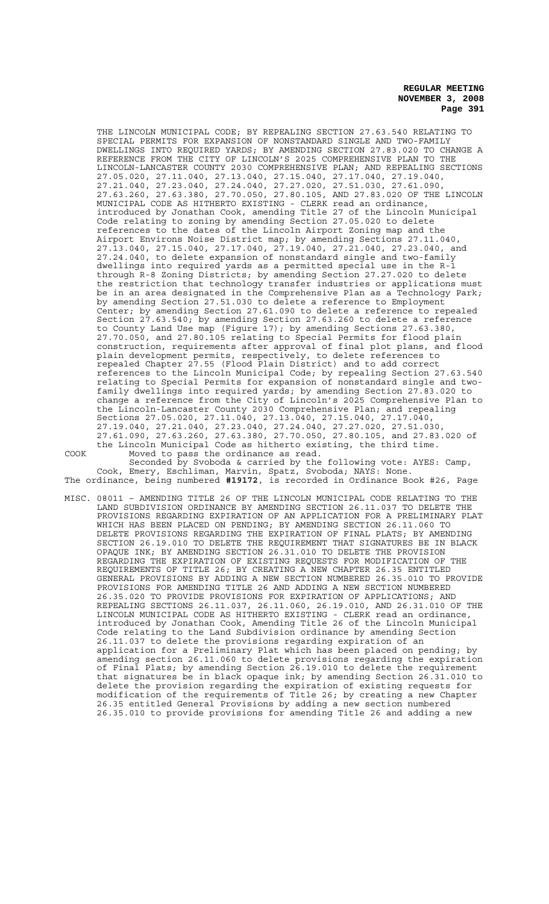THE LINCOLN MUNICIPAL CODE; BY REPEALING SECTION 27.63.540 RELATING TO SPECIAL PERMITS FOR EXPANSION OF NONSTANDARD SINGLE AND TWO-FAMILY DWELLINGS INTO REQUIRED YARDS; BY AMENDING SECTION 27.83.020 TO CHANGE A REFERENCE FROM THE CITY OF LINCOLN'S 2025 COMPREHENSIVE PLAN TO THE LINCOLN-LANCASTER COUNTY 2030 COMPREHENSIVE PLAN; AND REPEALING SECTIONS 27.05.020, 27.11.040, 27.13.040, 27.15.040, 27.17.040, 27.19.040, 27.21.040, 27.23.040, 27.24.040, 27.27.020, 27.51.030, 27.61.090, 27.63.260, 27.63.380, 27.70.050, 27.80.105, AND 27.83.020 OF THE LINCOLN MUNICIPAL CODE AS HITHERTO EXISTING - CLERK read an ordinance, introduced by Jonathan Cook, amending Title 27 of the Lincoln Municipal Code relating to zoning by amending Section 27.05.020 to delete references to the dates of the Lincoln Airport Zoning map and the Airport Environs Noise District map; by amending Sections 27.11.040, 27.13.040, 27.15.040, 27.17.040, 27.19.040, 27.21.040, 27.23.040, and 27.24.040, to delete expansion of nonstandard single and two-family dwellings into required yards as a permitted special use in the R-1 through R-8 Zoning Districts; by amending Section 27.27.020 to delete the restriction that technology transfer industries or applications must be in an area designated in the Comprehensive Plan as a Technology Park; by amending Section 27.51.030 to delete a reference to Employment Center; by amending Section 27.61.090 to delete a reference to repealed Section 27.63.540; by amending Section 27.63.260 to delete a reference to County Land Use map (Figure 17); by amending Sections 27.63.380, 27.70.050, and 27.80.105 relating to Special Permits for flood plain construction, requirements after approval of final plot plans, and flood plain development permits, respectively, to delete references to repealed Chapter 27.55 (Flood Plain District) and to add correct references to the Lincoln Municipal Code; by repealing Section 27.63.540 relating to Special Permits for expansion of nonstandard single and two-family dwellings into required yards; by amending Section 27.83.020 to change a reference from the City of Lincoln's 2025 Comprehensive Plan to the Lincoln-Lancaster County 2030 Comprehensive Plan; and repealing Sections 27.05.020, 27.11.040, 27.13.040, 27.15.040, 27.17.040, 27.19.040, 27.21.040, 27.23.040, 27.24.040, 27.27.020, 27.51.030, 27.61.090, 27.63.260, 27.63.380, 27.70.050, 27.80.105, and 27.83.020 of the Lincoln Municipal Code as hitherto existing, the third time.

COOK Moved to pass the ordinance as read.

Seconded by Svoboda & carried by the following vote: AYES: Camp, Cook, Emery, Eschliman, Marvin, Spatz, Svoboda; NAYS: None.

The ordinance, being numbered **#19172**, is recorded in Ordinance Book #26, Page

MISC. 08011 – AMENDING TITLE 26 OF THE LINCOLN MUNICIPAL CODE RELATING TO THE LAND SUBDIVISION ORDINANCE BY AMENDING SECTION 26.11.037 TO DELETE THE PROVISIONS REGARDING EXPIRATION OF AN APPLICATION FOR A PRELIMINARY PLAT WHICH HAS BEEN PLACED ON PENDING; BY AMENDING SECTION 26.11.060 TO DELETE PROVISIONS REGARDING THE EXPIRATION OF FINAL PLATS; BY AMENDING SECTION 26.19.010 TO DELETE THE REQUIREMENT THAT SIGNATURES BE IN BLACK OPAQUE INK; BY AMENDING SECTION 26.31.010 TO DELETE THE PROVISION REGARDING THE EXPIRATION OF EXISTING REQUESTS FOR MODIFICATION OF THE REQUIREMENTS OF TITLE 26; BY CREATING A NEW CHAPTER 26.35 ENTITLED GENERAL PROVISIONS BY ADDING A NEW SECTION NUMBERED 26.35.010 TO PROVIDE PROVISIONS FOR AMENDING TITLE 26 AND ADDING A NEW SECTION NUMBERED 26.35.020 TO PROVIDE PROVISIONS FOR EXPIRATION OF APPLICATIONS; AND REPEALING SECTIONS 26.11.037, 26.11.060, 26.19.010, AND 26.31.010 OF THE LINCOLN MUNICIPAL CODE AS HITHERTO EXISTING - CLERK read an ordinance, introduced by Jonathan Cook, Amending Title 26 of the Lincoln Municipal Code relating to the Land Subdivision ordinance by amending Section 26.11.037 to delete the provisions regarding expiration of an application for a Preliminary Plat which has been placed on pending; by amending section 26.11.060 to delete provisions regarding the expiration of Final Plats; by amending Section 26.19.010 to delete the requirement that signatures be in black opaque ink; by amending Section 26.31.010 to delete the provision regarding the expiration of existing requests for modification of the requirements of Title 26; by creating a new Chapter 26.35 entitled General Provisions by adding a new section numbered 26.35.010 to provide provisions for amending Title 26 and adding a new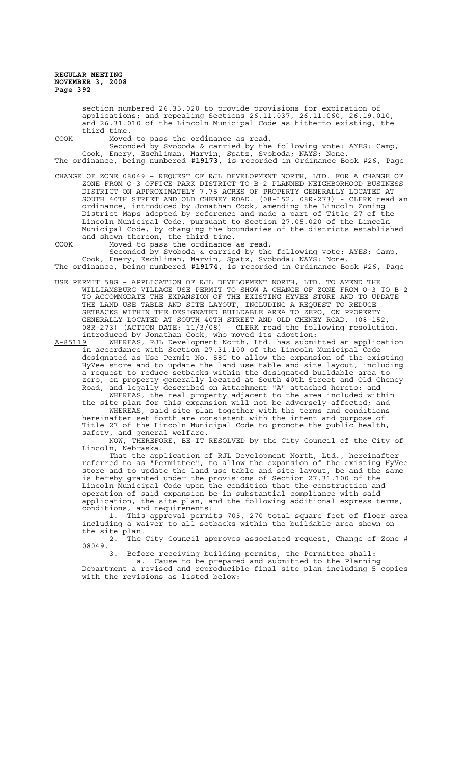section numbered 26.35.020 to provide provisions for expiration of applications; and repealing Sections 26.11.037, 26.11.060, 26.19.010, and 26.31.010 of the Lincoln Municipal Code as hitherto existing, the third time.

COOK Moved to pass the ordinance as read.

Seconded by Svoboda & carried by the following vote: AYES: Camp, Cook, Emery, Eschliman, Marvin, Spatz, Svoboda; NAYS: None.

The ordinance, being numbered **#19173**, is recorded in Ordinance Book #26, Page

CHANGE OF ZONE 08049 – REQUEST OF RJL DEVELOPMENT NORTH, LTD. FOR A CHANGE OF ZONE FROM O-3 OFFICE PARK DISTRICT TO B-2 PLANNED NEIGHBORHOOD BUSINESS DISTRICT ON APPROXIMATELY 7.75 ACRES OF PROPERTY GENERALLY LOCATED AT SOUTH 40TH STREET AND OLD CHENEY ROAD. (08-152, 08R-273) - CLERK read an ordinance, introduced by Jonathan Cook, amending the Lincoln Zoning District Maps adopted by reference and made a part of Title 27 of the Lincoln Municipal Code, pursuant to Section 27.05.020 of the Lincoln Municipal Code, by changing the boundaries of the districts established and shown thereon, the third time.

COOK Moved to pass the ordinance as read.

Seconded by Svoboda & carried by the following vote: AYES: Camp, Cook, Emery, Eschliman, Marvin, Spatz, Svoboda; NAYS: None.

The ordinance, being numbered **#19174**, is recorded in Ordinance Book #26, Page

USE PERMIT 58G – APPLICATION OF RJL DEVELOPMENT NORTH, LTD. TO AMEND THE WILLIAMSBURG VILLAGE USE PERMIT TO SHOW A CHANGE OF ZONE FROM O-3 TO B-2 TO ACCOMMODATE THE EXPANSION OF THE EXISTING HYVEE STORE AND TO UPDATE THE LAND USE TABLE AND SITE LAYOUT, INCLUDING A REQUEST TO REDUCE SETBACKS WITHIN THE DESIGNATED BUILDABLE AREA TO ZERO, ON PROPERTY GENERALLY LOCATED AT SOUTH 40TH STREET AND OLD CHENEY ROAD. (08-152, 08R-273) (ACTION DATE: 11/3/08) - CLERK read the following resolution, introduced by Jonathan Cook, who moved its adoption:

A-85119 WHEREAS, RJL Development North, Ltd. has submitted an application in accordance with Section 27.31.100 of the Lincoln Municipal Code designated as Use Permit No. 58G to allow the expansion of the existing HyVee store and to update the land use table and site layout, including a request to reduce setbacks within the designated buildable area to zero, on property generally located at South 40th Street and Old Cheney Road, and legally described on Attachment "A" attached hereto; and

WHEREAS, the real property adjacent to the area included within the site plan for this expansion will not be adversely affected; and

WHEREAS, said site plan together with the terms and conditions hereinafter set forth are consistent with the intent and purpose of Title 27 of the Lincoln Municipal Code to promote the public health, safety, and general welfare.

NOW, THEREFORE, BE IT RESOLVED by the City Council of the City of Lincoln, Nebraska:

That the application of RJL Development North, Ltd., hereinafter referred to as "Permittee", to allow the expansion of the existing HyVee store and to update the land use table and site layout, be and the same is hereby granted under the provisions of Section 27.31.100 of the Lincoln Municipal Code upon the condition that the construction and operation of said expansion be in substantial compliance with said application, the site plan, and the following additional express terms, conditions, and requirements:

1. This approval permits 705, 270 total square feet of floor area including a waiver to all setbacks within the buildable area shown on the site plan.

2. The City Council approves associated request, Change of Zone # 08049.

3. Before receiving building permits, the Permittee shall:

a. Cause to be prepared and submitted to the Planning Department a revised and reproducible final site plan including 5 copies with the revisions as listed below: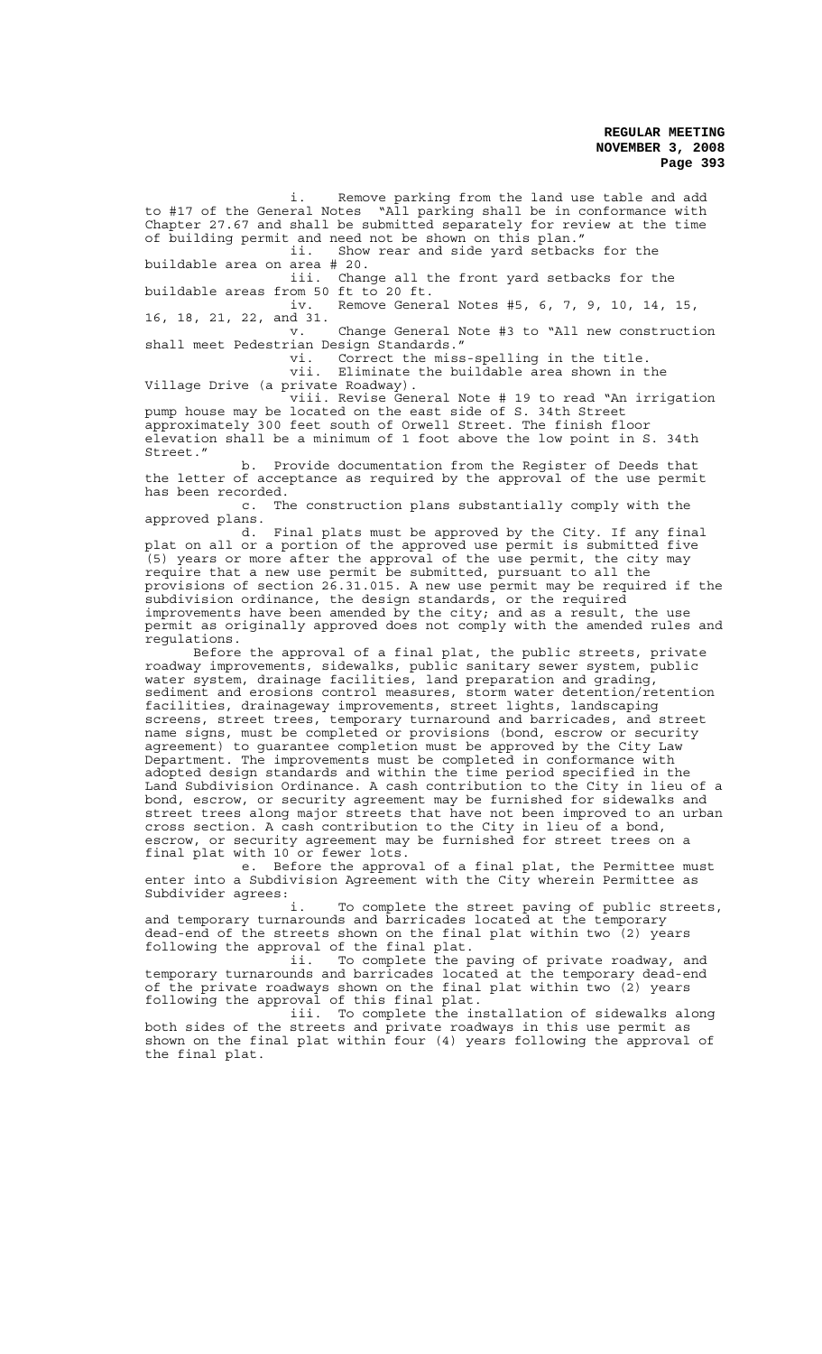i. Remove parking from the land use table and add to #17 of the General Notes "All parking shall be in conformance with Chapter 27.67 and shall be submitted separately for review at the time of building permit and need not be shown on this plan."

ii. Show rear and side yard setbacks for the buildable area on area # 20.

iii. Change all the front yard setbacks for the buildable areas from 50 ft to 20 ft.

iv. Remove General Notes #5, 6, 7, 9, 10, 14, 15, 16, 18, 21, 22, and 31.

v. Change General Note #3 to "All new construction shall meet Pedestrian Design Standards."

vi. Correct the miss-spelling in the title.

vii. Eliminate the buildable area shown in the Village Drive (a private Roadway).

viii. Revise General Note # 19 to read "An irrigation pump house may be located on the east side of S. 34th Street approximately 300 feet south of Orwell Street. The finish floor elevation shall be a minimum of 1 foot above the low point in S. 34th Street."

b. Provide documentation from the Register of Deeds that the letter of acceptance as required by the approval of the use permit has been recorded.

c. The construction plans substantially comply with the approved plans.

d. Final plats must be approved by the City. If any final plat on all or a portion of the approved use permit is submitted five (5) years or more after the approval of the use permit, the city may require that a new use permit be submitted, pursuant to all the provisions of section 26.31.015. A new use permit may be required if the subdivision ordinance, the design standards, or the required improvements have been amended by the city; and as a result, the use permit as originally approved does not comply with the amended rules and regulations.

Before the approval of a final plat, the public streets, private roadway improvements, sidewalks, public sanitary sewer system, public water system, drainage facilities, land preparation and grading, sediment and erosions control measures, storm water detention/retention facilities, drainageway improvements, street lights, landscaping screens, street trees, temporary turnaround and barricades, and street name signs, must be completed or provisions (bond, escrow or security agreement) to guarantee completion must be approved by the City Law Department. The improvements must be completed in conformance with adopted design standards and within the time period specified in the Land Subdivision Ordinance. A cash contribution to the City in lieu of a bond, escrow, or security agreement may be furnished for sidewalks and street trees along major streets that have not been improved to an urban cross section. A cash contribution to the City in lieu of a bond, escrow, or security agreement may be furnished for street trees on a final plat with 10 or fewer lots.

e. Before the approval of a final plat, the Permittee must enter into a Subdivision Agreement with the City wherein Permittee as Subdivider agrees:

i. To complete the street paving of public streets, and temporary turnarounds and barricades located at the temporary dead-end of the streets shown on the final plat within two (2) years following the approval of the final plat.

ii. To complete the paving of private roadway, and temporary turnarounds and barricades located at the temporary dead-end of the private roadways shown on the final plat within two (2) years following the approval of this final plat.

iii. To complete the installation of sidewalks along both sides of the streets and private roadways in this use permit as shown on the final plat within four (4) years following the approval of the final plat.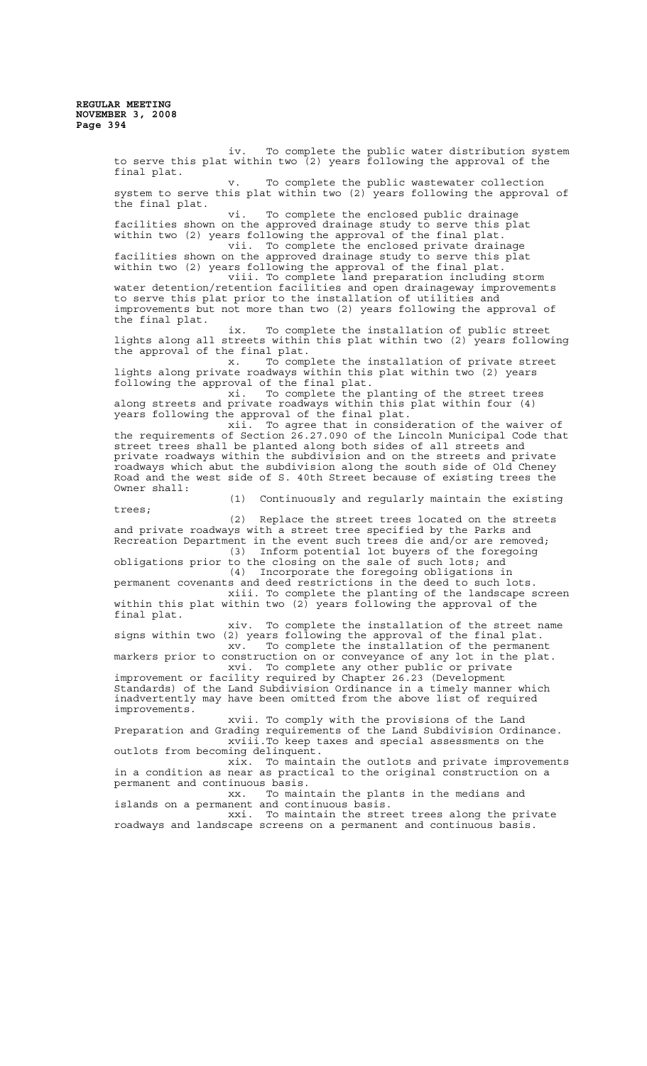iv. To complete the public water distribution system to serve this plat within two (2) years following the approval of the final plat.

v. To complete the public wastewater collection system to serve this plat within two (2) years following the approval of the final plat.

vi. To complete the enclosed public drainage facilities shown on the approved drainage study to serve this plat within two (2) years following the approval of the final plat.

vii. To complete the enclosed private drainage facilities shown on the approved drainage study to serve this plat within two (2) years following the approval of the final plat.

viii. To complete land preparation including storm water detention/retention facilities and open drainageway improvements to serve this plat prior to the installation of utilities and improvements but not more than two (2) years following the approval of the final plat.

ix. To complete the installation of public street lights along all streets within this plat within two (2) years following the approval of the final plat.

x. To complete the installation of private street lights along private roadways within this plat within two (2) years following the approval of the final plat.

xi. To complete the planting of the street trees along streets and private roadways within this plat within four (4) years following the approval of the final plat.

xii. To agree that in consideration of the waiver of the requirements of Section 26.27.090 of the Lincoln Municipal Code that street trees shall be planted along both sides of all streets and private roadways within the subdivision and on the streets and private roadways which abut the subdivision along the south side of Old Cheney Road and the west side of S. 40th Street because of existing trees the Owner shall:

(1) Continuously and regularly maintain the existing trees;

(2) Replace the street trees located on the streets and private roadways with a street tree specified by the Parks and Recreation Department in the event such trees die and/or are removed;

(3) Inform potential lot buyers of the foregoing obligations prior to the closing on the sale of such lots; and

(4) Incorporate the foregoing obligations in permanent covenants and deed restrictions in the deed to such lots.

xiii. To complete the planting of the landscape screen within this plat within two (2) years following the approval of the final plat.

xiv. To complete the installation of the street name signs within two (2) years following the approval of the final plat.

xv. To complete the installation of the permanent markers prior to construction on or conveyance of any lot in the plat.

xvi. To complete any other public or private improvement or facility required by Chapter 26.23 (Development Standards) of the Land Subdivision Ordinance in a timely manner which inadvertently may have been omitted from the above list of required improvements.

xvii. To comply with the provisions of the Land Preparation and Grading requirements of the Land Subdivision Ordinance.

xviii. To keep taxes and special assessments on the outlots from becoming delinquent.

xix. To maintain the outlots and private improvements in a condition as near as practical to the original construction on a permanent and continuous basis.

xx. To maintain the plants in the medians and islands on a permanent and continuous basis.

xxi. To maintain the street trees along the private roadways and landscape screens on a permanent and continuous basis.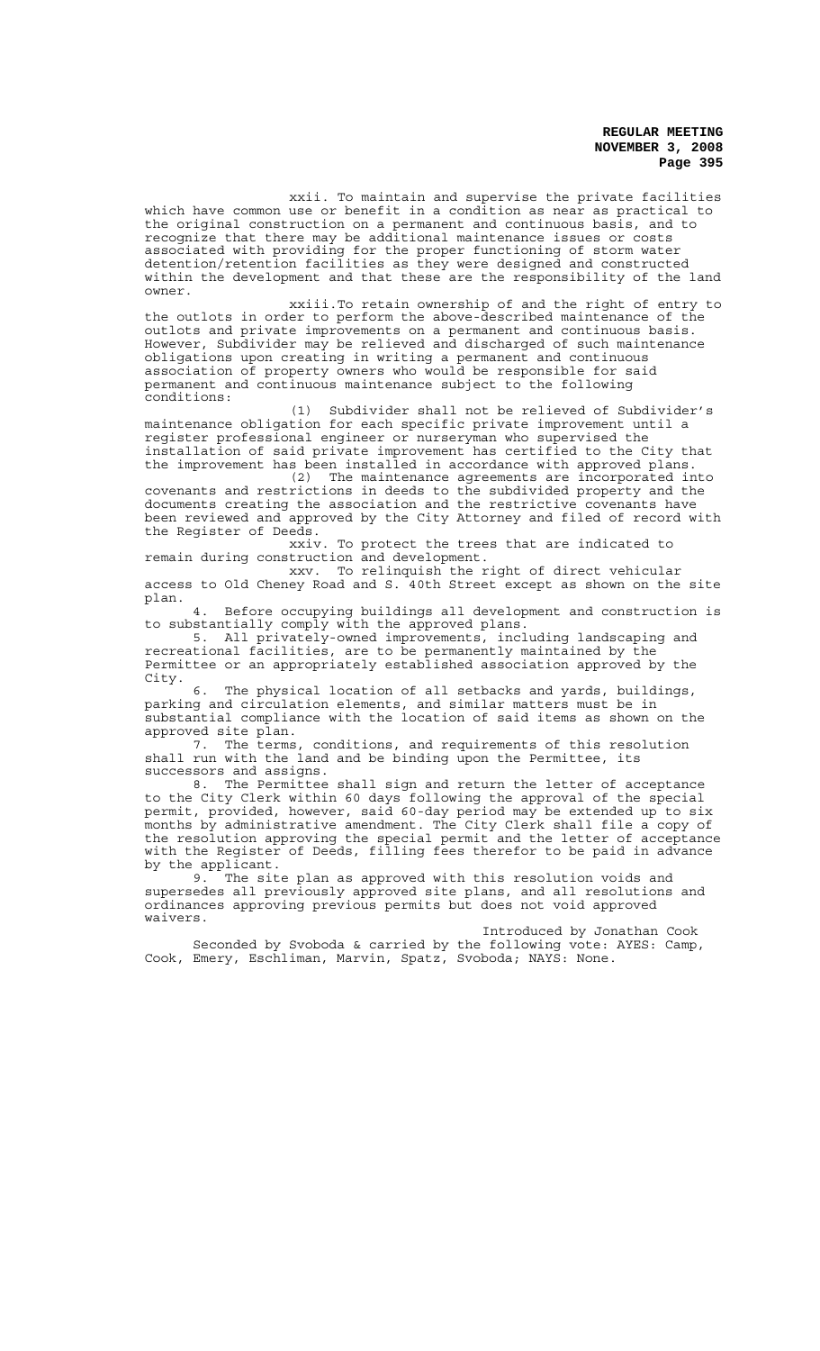xxii. To maintain and supervise the private facilities which have common use or benefit in a condition as near as practical to the original construction on a permanent and continuous basis, and to recognize that there may be additional maintenance issues or costs associated with providing for the proper functioning of storm water detention/retention facilities as they were designed and constructed within the development and that these are the responsibility of the land owner.

xxiii.To retain ownership of and the right of entry to the outlots in order to perform the above-described maintenance of the outlots and private improvements on a permanent and continuous basis. However, Subdivider may be relieved and discharged of such maintenance obligations upon creating in writing a permanent and continuous association of property owners who would be responsible for said permanent and continuous maintenance subject to the following conditions:

(1) Subdivider shall not be relieved of Subdivider's maintenance obligation for each specific private improvement until a register professional engineer or nurseryman who supervised the installation of said private improvement has certified to the City that the improvement has been installed in accordance with approved plans.

(2) The maintenance agreements are incorporated into covenants and restrictions in deeds to the subdivided property and the documents creating the association and the restrictive covenants have been reviewed and approved by the City Attorney and filed of record with the Register of Deeds.

xxiv. To protect the trees that are indicated to remain during construction and development.

xxv. To relinquish the right of direct vehicular access to Old Cheney Road and S. 40th Street except as shown on the site plan.

4. Before occupying buildings all development and construction is to substantially comply with the approved plans.

5. All privately-owned improvements, including landscaping and recreational facilities, are to be permanently maintained by the Permittee or an appropriately established association approved by the City.

6. The physical location of all setbacks and yards, buildings, parking and circulation elements, and similar matters must be in substantial compliance with the location of said items as shown on the approved site plan.

7. The terms, conditions, and requirements of this resolution shall run with the land and be binding upon the Permittee, its successors and assigns.

8. The Permittee shall sign and return the letter of acceptance to the City Clerk within 60 days following the approval of the special permit, provided, however, said 60-day period may be extended up to six months by administrative amendment. The City Clerk shall file a copy of the resolution approving the special permit and the letter of acceptance with the Register of Deeds, filling fees therefor to be paid in advance by the applicant.

9. The site plan as approved with this resolution voids and supersedes all previously approved site plans, and all resolutions and ordinances approving previous permits but does not void approved waivers.

Introduced by Jonathan Cook

Seconded by Svoboda & carried by the following vote: AYES: Camp, Cook, Emery, Eschliman, Marvin, Spatz, Svoboda; NAYS: None.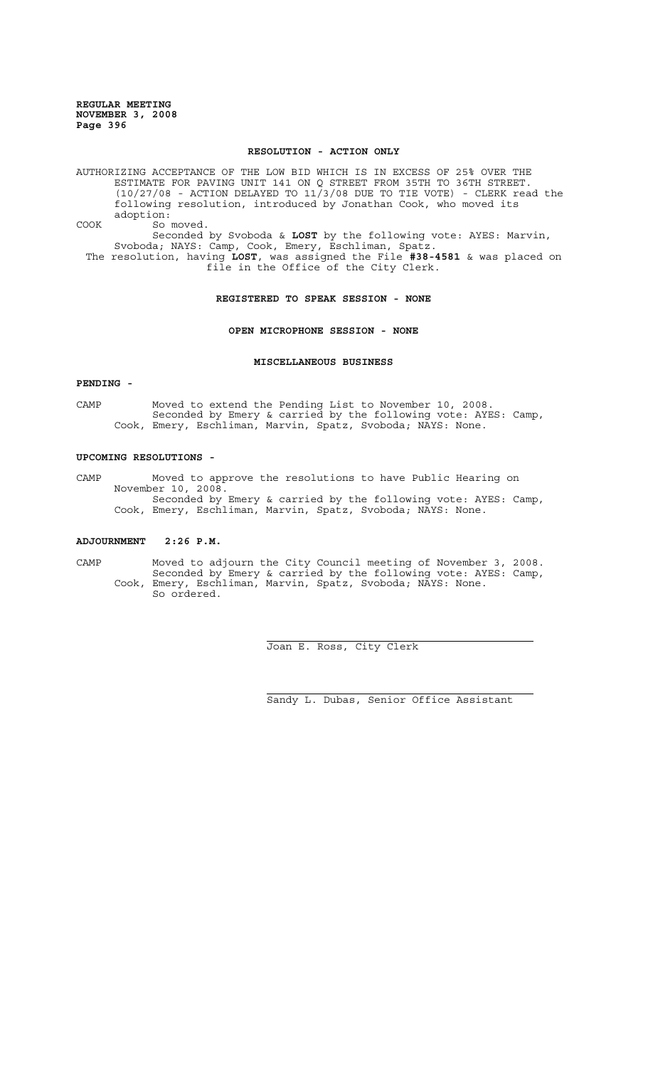### RESOLUTION - ACTION ONLY

AUTHORIZING ACCEPTANCE OF THE LOW BID WHICH IS IN EXCESS OF 25% OVER THE ESTIMATE FOR PAVING UNIT 141 ON Q STREET FROM 35TH TO 36TH STREET. (10/27/08 - ACTION DELAYED TO 11/3/08 DUE TO TIE VOTE) - CLERK read the following resolution, introduced by Jonathan Cook, who moved its adoption:

COOK So moved.

Seconded by Svoboda & **LOST** by the following vote: AYES: Marvin, Svoboda; NAYS: Camp, Cook, Emery, Eschliman, Spatz.

The resolution, having **LOST**, was assigned the File **#38-4581** & was placed on file in the Office of the City Clerk.

### REGISTERED TO SPEAK SESSION - NONE

### OPEN MICROPHONE SESSION - NONE

### MISCELLANEOUS BUSINESS

**PENDING -**

CAMP Moved to extend the Pending List to November 10, 2008.
Seconded by Emery & carried by the following vote: AYES: Camp, Cook, Emery, Eschliman, Marvin, Spatz, Svoboda; NAYS: None.

**UPCOMING RESOLUTIONS -**

CAMP Moved to approve the resolutions to have Public Hearing on November 10, 2008.
Seconded by Emery & carried by the following vote: AYES: Camp, Cook, Emery, Eschliman, Marvin, Spatz, Svoboda; NAYS: None.

**ADJOURNMENT 2:26 P.M.**

CAMP Moved to adjourn the City Council meeting of November 3, 2008.
Seconded by Emery & carried by the following vote: AYES: Camp, Cook, Emery, Eschliman, Marvin, Spatz, Svoboda; NAYS: None.
So ordered.

Joan E. Ross, City Clerk

Sandy L. Dubas, Senior Office Assistant